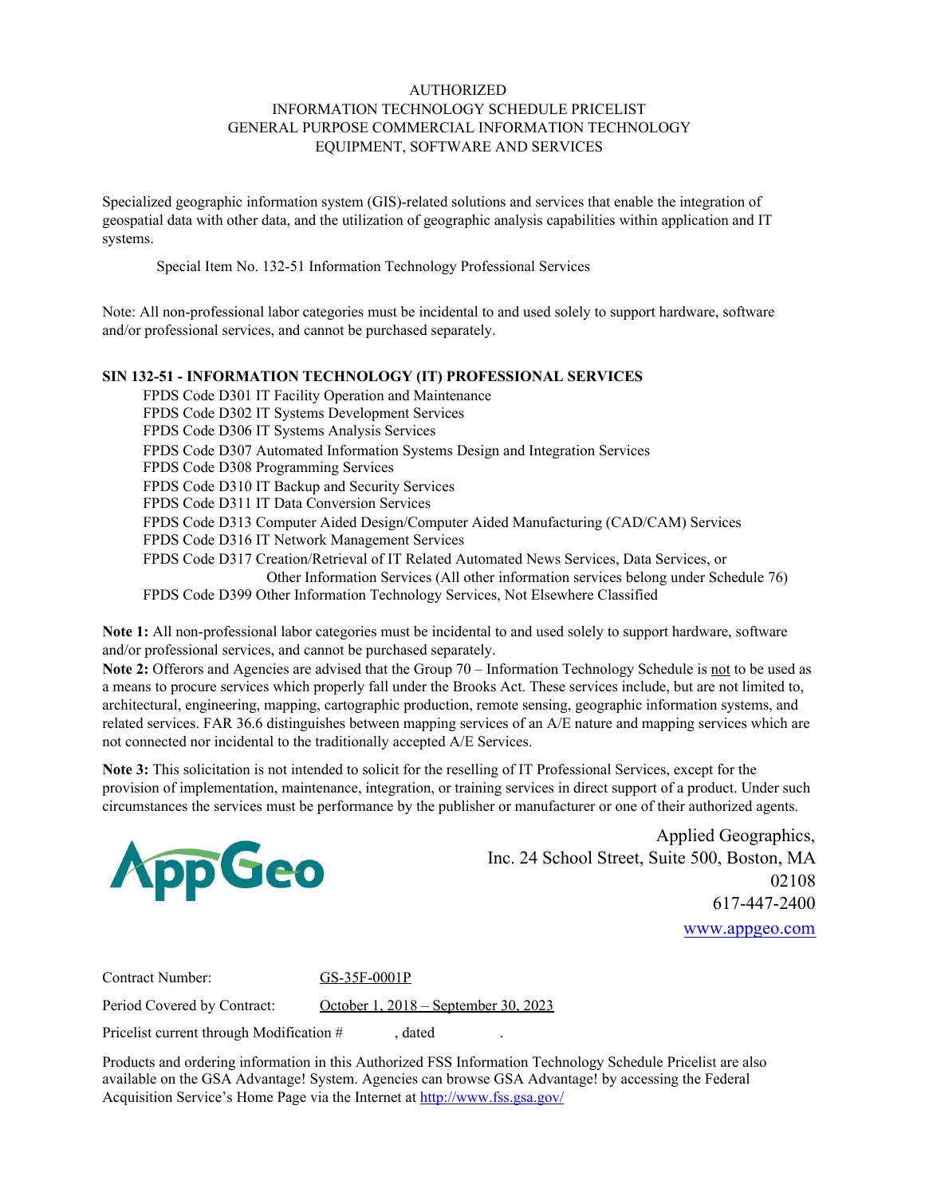AUTHORIZED
INFORMATION TECHNOLOGY SCHEDULE PRICELIST
GENERAL PURPOSE COMMERCIAL INFORMATION TECHNOLOGY
EQUIPMENT, SOFTWARE AND SERVICES

Specialized geographic information system (GIS)-related solutions and services that enable the integration of geospatial data with other data, and the utilization of geographic analysis capabilities within application and IT systems.

Special Item No. 132-51 Information Technology Professional Services

Note: All non-professional labor categories must be incidental to and used solely to support hardware, software and/or professional services, and cannot be purchased separately.

**SIN 132-51 - INFORMATION TECHNOLOGY (IT) PROFESSIONAL SERVICES**

- FPDS Code D301 IT Facility Operation and Maintenance
- FPDS Code D302 IT Systems Development Services
- FPDS Code D306 IT Systems Analysis Services
- FPDS Code D307 Automated Information Systems Design and Integration Services
- FPDS Code D308 Programming Services
- FPDS Code D310 IT Backup and Security Services
- FPDS Code D311 IT Data Conversion Services
- FPDS Code D313 Computer Aided Design/Computer Aided Manufacturing (CAD/CAM) Services
- FPDS Code D316 IT Network Management Services
- FPDS Code D317 Creation/Retrieval of IT Related Automated News Services, Data Services, or Other Information Services (All other information services belong under Schedule 76)
- FPDS Code D399 Other Information Technology Services, Not Elsewhere Classified

**Note 1:** All non-professional labor categories must be incidental to and used solely to support hardware, software and/or professional services, and cannot be purchased separately.

**Note 2:** Offerors and Agencies are advised that the Group 70 – Information Technology Schedule is not to be used as a means to procure services which properly fall under the Brooks Act. These services include, but are not limited to, architectural, engineering, mapping, cartographic production, remote sensing, geographic information systems, and related services. FAR 36.6 distinguishes between mapping services of an A/E nature and mapping services which are not connected nor incidental to the traditionally accepted A/E Services.

**Note 3:** This solicitation is not intended to solicit for the reselling of IT Professional Services, except for the provision of implementation, maintenance, integration, or training services in direct support of a product. Under such circumstances the services must be performance by the publisher or manufacturer or one of their authorized agents.

AppGeo

Applied Geographics, Inc. 24 School Street, Suite 500, Boston, MA 02108
617-447-2400
www.appgeo.com

Contract Number: GS-35F-0001P

Period Covered by Contract: October 1, 2018 – September 30, 2023

Pricelist current through Modification # , dated .

Products and ordering information in this Authorized FSS Information Technology Schedule Pricelist are also available on the GSA Advantage! System. Agencies can browse GSA Advantage! by accessing the Federal Acquisition Service's Home Page via the Internet at http://www.fss.gsa.gov/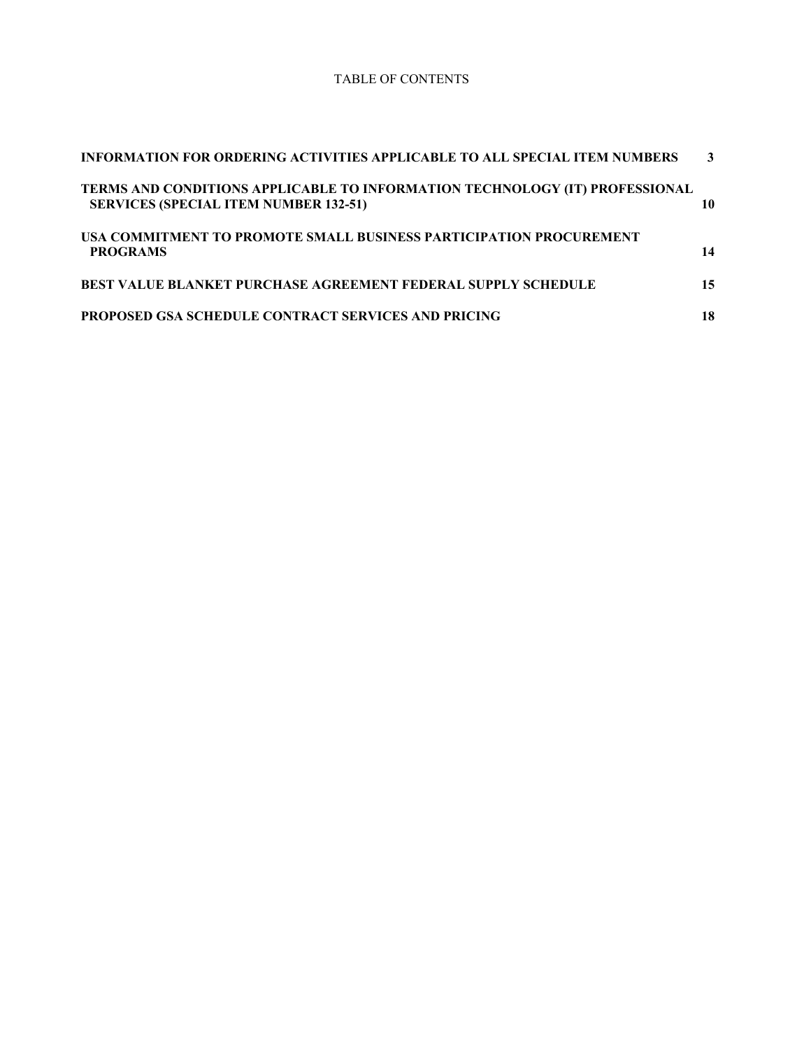TABLE OF CONTENTS

| | |
|---|---|
| **INFORMATION FOR ORDERING ACTIVITIES APPLICABLE TO ALL SPECIAL ITEM NUMBERS** | **3** |
| **TERMS AND CONDITIONS APPLICABLE TO INFORMATION TECHNOLOGY (IT) PROFESSIONAL SERVICES (SPECIAL ITEM NUMBER 132-51)** | **10** |
| **USA COMMITMENT TO PROMOTE SMALL BUSINESS PARTICIPATION PROCUREMENT PROGRAMS** | **14** |
| **BEST VALUE BLANKET PURCHASE AGREEMENT FEDERAL SUPPLY SCHEDULE** | **15** |
| **PROPOSED GSA SCHEDULE CONTRACT SERVICES AND PRICING** | **18** |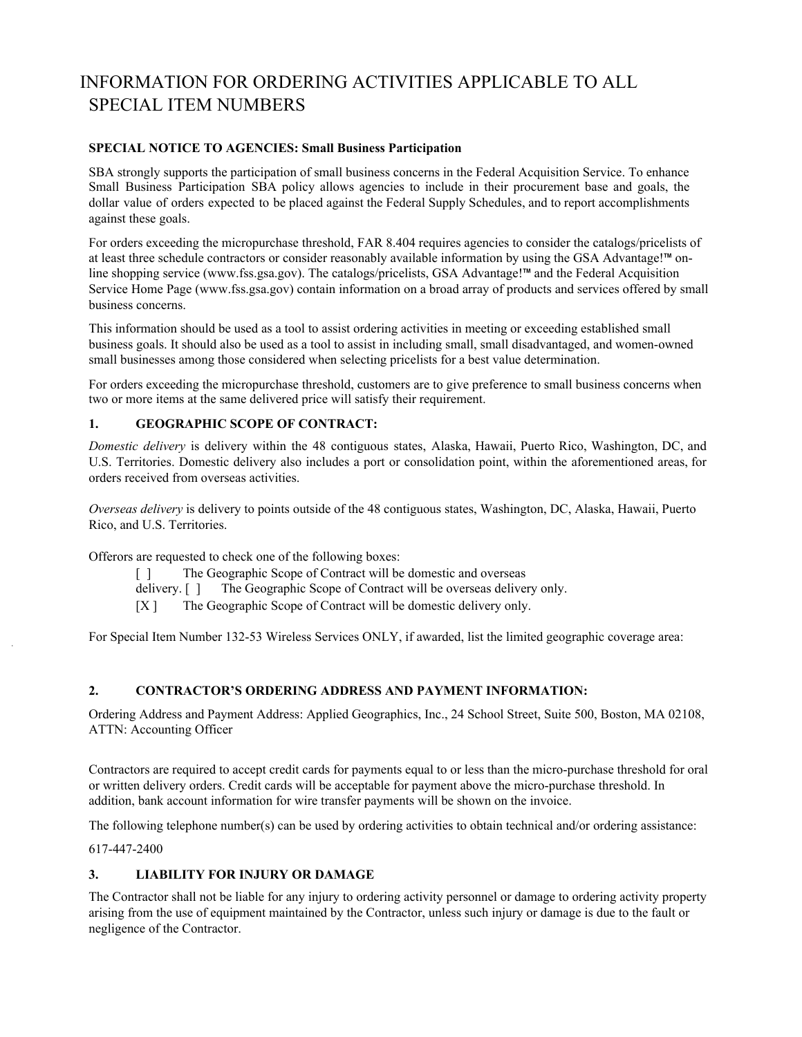# INFORMATION FOR ORDERING ACTIVITIES APPLICABLE TO ALL SPECIAL ITEM NUMBERS

**SPECIAL NOTICE TO AGENCIES: Small Business Participation**

SBA strongly supports the participation of small business concerns in the Federal Acquisition Service. To enhance Small Business Participation SBA policy allows agencies to include in their procurement base and goals, the dollar value of orders expected to be placed against the Federal Supply Schedules, and to report accomplishments against these goals.

For orders exceeding the micropurchase threshold, FAR 8.404 requires agencies to consider the catalogs/pricelists of at least three schedule contractors or consider reasonably available information by using the GSA Advantage!™ on-line shopping service (www.fss.gsa.gov). The catalogs/pricelists, GSA Advantage!™ and the Federal Acquisition Service Home Page (www.fss.gsa.gov) contain information on a broad array of products and services offered by small business concerns.

This information should be used as a tool to assist ordering activities in meeting or exceeding established small business goals. It should also be used as a tool to assist in including small, small disadvantaged, and women-owned small businesses among those considered when selecting pricelists for a best value determination.

For orders exceeding the micropurchase threshold, customers are to give preference to small business concerns when two or more items at the same delivered price will satisfy their requirement.

### 1. GEOGRAPHIC SCOPE OF CONTRACT:

*Domestic delivery* is delivery within the 48 contiguous states, Alaska, Hawaii, Puerto Rico, Washington, DC, and U.S. Territories. Domestic delivery also includes a port or consolidation point, within the aforementioned areas, for orders received from overseas activities.

*Overseas delivery* is delivery to points outside of the 48 contiguous states, Washington, DC, Alaska, Hawaii, Puerto Rico, and U.S. Territories.

Offerors are requested to check one of the following boxes:

[ ] The Geographic Scope of Contract will be domestic and overseas delivery.
[ ] The Geographic Scope of Contract will be overseas delivery only.
[X ] The Geographic Scope of Contract will be domestic delivery only.

For Special Item Number 132-53 Wireless Services ONLY, if awarded, list the limited geographic coverage area:

### 2. CONTRACTOR'S ORDERING ADDRESS AND PAYMENT INFORMATION:

Ordering Address and Payment Address: Applied Geographics, Inc., 24 School Street, Suite 500, Boston, MA 02108, ATTN: Accounting Officer

Contractors are required to accept credit cards for payments equal to or less than the micro-purchase threshold for oral or written delivery orders. Credit cards will be acceptable for payment above the micro-purchase threshold. In addition, bank account information for wire transfer payments will be shown on the invoice.

The following telephone number(s) can be used by ordering activities to obtain technical and/or ordering assistance:

617-447-2400

### 3. LIABILITY FOR INJURY OR DAMAGE

The Contractor shall not be liable for any injury to ordering activity personnel or damage to ordering activity property arising from the use of equipment maintained by the Contractor, unless such injury or damage is due to the fault or negligence of the Contractor.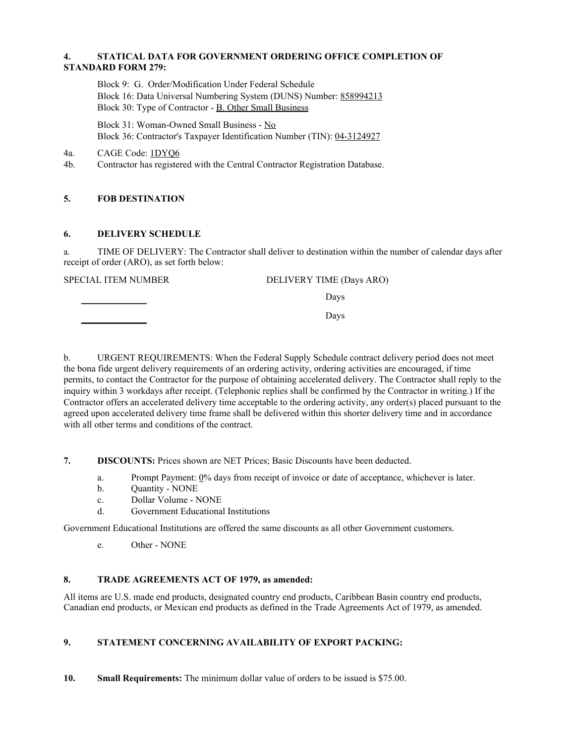**4. STATICAL DATA FOR GOVERNMENT ORDERING OFFICE COMPLETION OF STANDARD FORM 279:**

Block 9: G. Order/Modification Under Federal Schedule
Block 16: Data Universal Numbering System (DUNS) Number: 858994213
Block 30: Type of Contractor - B. Other Small Business

Block 31: Woman-Owned Small Business - No
Block 36: Contractor's Taxpayer Identification Number (TIN): 04-3124927

4a. CAGE Code: 1DYQ6

4b. Contractor has registered with the Central Contractor Registration Database.

**5. FOB DESTINATION**

**6. DELIVERY SCHEDULE**

a. TIME OF DELIVERY: The Contractor shall deliver to destination within the number of calendar days after receipt of order (ARO), as set forth below:

| SPECIAL ITEM NUMBER | DELIVERY TIME (Days ARO) |
|---|---|
| ______________ | Days |
| ______________ | Days |

b. URGENT REQUIREMENTS: When the Federal Supply Schedule contract delivery period does not meet the bona fide urgent delivery requirements of an ordering activity, ordering activities are encouraged, if time permits, to contact the Contractor for the purpose of obtaining accelerated delivery. The Contractor shall reply to the inquiry within 3 workdays after receipt. (Telephonic replies shall be confirmed by the Contractor in writing.) If the Contractor offers an accelerated delivery time acceptable to the ordering activity, any order(s) placed pursuant to the agreed upon accelerated delivery time frame shall be delivered within this shorter delivery time and in accordance with all other terms and conditions of the contract.

**7. DISCOUNTS:** Prices shown are NET Prices; Basic Discounts have been deducted.

a. Prompt Payment: 0% days from receipt of invoice or date of acceptance, whichever is later.
b. Quantity - NONE
c. Dollar Volume - NONE
d. Government Educational Institutions

Government Educational Institutions are offered the same discounts as all other Government customers.

e. Other - NONE

**8. TRADE AGREEMENTS ACT OF 1979, as amended:**

All items are U.S. made end products, designated country end products, Caribbean Basin country end products, Canadian end products, or Mexican end products as defined in the Trade Agreements Act of 1979, as amended.

**9. STATEMENT CONCERNING AVAILABILITY OF EXPORT PACKING:**

**10. Small Requirements:** The minimum dollar value of orders to be issued is $75.00.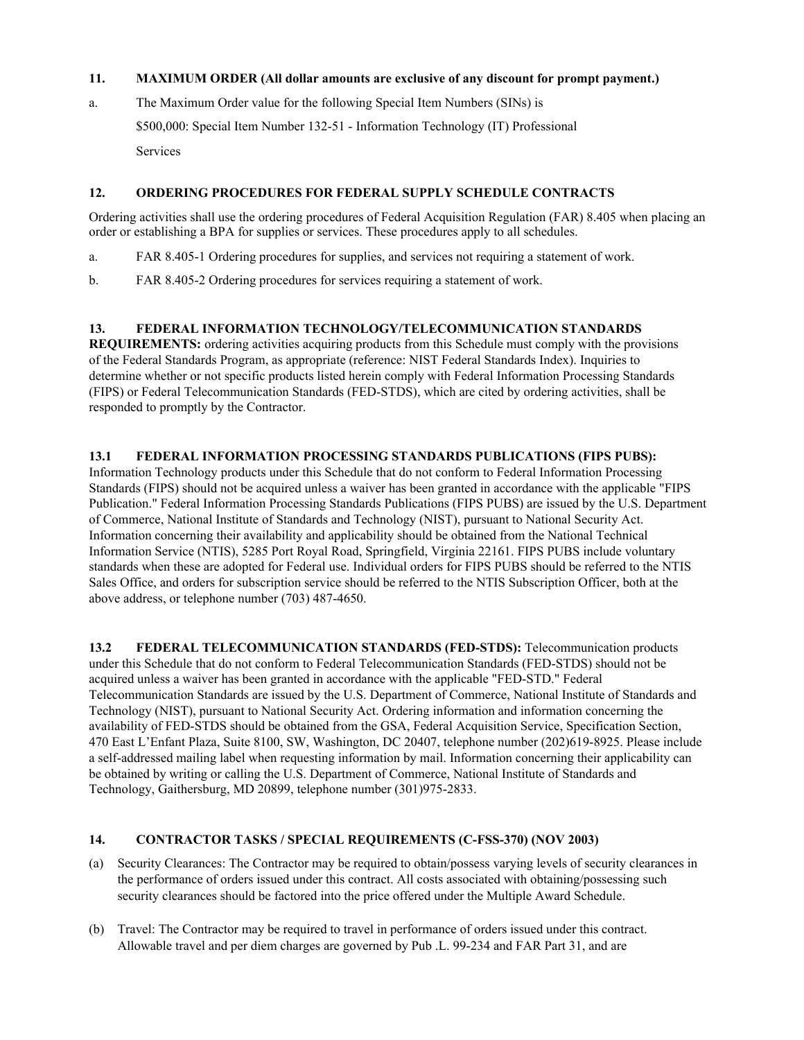## 11. MAXIMUM ORDER (All dollar amounts are exclusive of any discount for prompt payment.)

a. The Maximum Order value for the following Special Item Numbers (SINs) is

   $500,000: Special Item Number 132-51 - Information Technology (IT) Professional

   Services

## 12. ORDERING PROCEDURES FOR FEDERAL SUPPLY SCHEDULE CONTRACTS

Ordering activities shall use the ordering procedures of Federal Acquisition Regulation (FAR) 8.405 when placing an order or establishing a BPA for supplies or services. These procedures apply to all schedules.

a. FAR 8.405-1 Ordering procedures for supplies, and services not requiring a statement of work.

b. FAR 8.405-2 Ordering procedures for services requiring a statement of work.

**13. FEDERAL INFORMATION TECHNOLOGY/TELECOMMUNICATION STANDARDS REQUIREMENTS:** ordering activities acquiring products from this Schedule must comply with the provisions of the Federal Standards Program, as appropriate (reference: NIST Federal Standards Index). Inquiries to determine whether or not specific products listed herein comply with Federal Information Processing Standards (FIPS) or Federal Telecommunication Standards (FED-STDS), which are cited by ordering activities, shall be responded to promptly by the Contractor.

**13.1 FEDERAL INFORMATION PROCESSING STANDARDS PUBLICATIONS (FIPS PUBS):** Information Technology products under this Schedule that do not conform to Federal Information Processing Standards (FIPS) should not be acquired unless a waiver has been granted in accordance with the applicable "FIPS Publication." Federal Information Processing Standards Publications (FIPS PUBS) are issued by the U.S. Department of Commerce, National Institute of Standards and Technology (NIST), pursuant to National Security Act. Information concerning their availability and applicability should be obtained from the National Technical Information Service (NTIS), 5285 Port Royal Road, Springfield, Virginia 22161. FIPS PUBS include voluntary standards when these are adopted for Federal use. Individual orders for FIPS PUBS should be referred to the NTIS Sales Office, and orders for subscription service should be referred to the NTIS Subscription Officer, both at the above address, or telephone number (703) 487-4650.

**13.2 FEDERAL TELECOMMUNICATION STANDARDS (FED-STDS):** Telecommunication products under this Schedule that do not conform to Federal Telecommunication Standards (FED-STDS) should not be acquired unless a waiver has been granted in accordance with the applicable "FED-STD." Federal Telecommunication Standards are issued by the U.S. Department of Commerce, National Institute of Standards and Technology (NIST), pursuant to National Security Act. Ordering information and information concerning the availability of FED-STDS should be obtained from the GSA, Federal Acquisition Service, Specification Section, 470 East L'Enfant Plaza, Suite 8100, SW, Washington, DC 20407, telephone number (202)619-8925. Please include a self-addressed mailing label when requesting information by mail. Information concerning their applicability can be obtained by writing or calling the U.S. Department of Commerce, National Institute of Standards and Technology, Gaithersburg, MD 20899, telephone number (301)975-2833.

## 14. CONTRACTOR TASKS / SPECIAL REQUIREMENTS (C-FSS-370) (NOV 2003)

(a) Security Clearances: The Contractor may be required to obtain/possess varying levels of security clearances in the performance of orders issued under this contract. All costs associated with obtaining/possessing such security clearances should be factored into the price offered under the Multiple Award Schedule.

(b) Travel: The Contractor may be required to travel in performance of orders issued under this contract. Allowable travel and per diem charges are governed by Pub .L. 99-234 and FAR Part 31, and are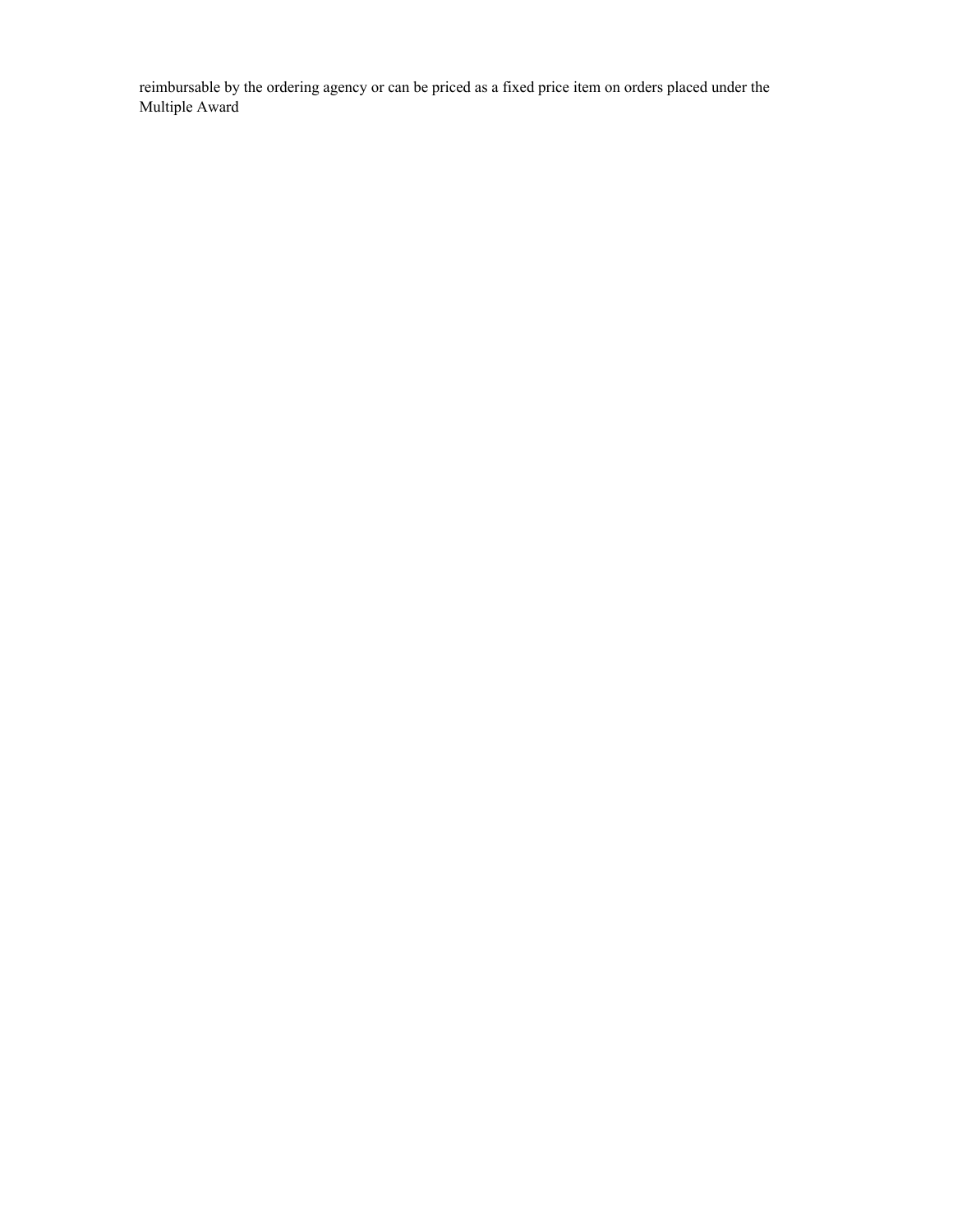reimbursable by the ordering agency or can be priced as a fixed price item on orders placed under the Multiple Award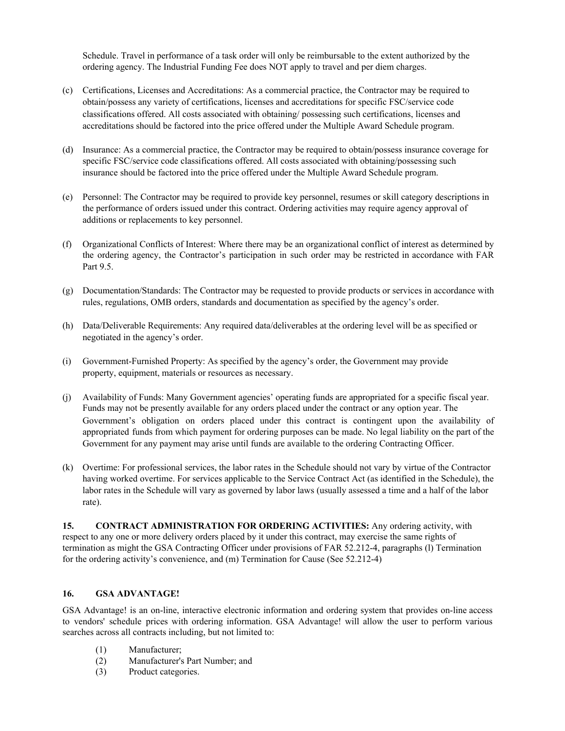Schedule. Travel in performance of a task order will only be reimbursable to the extent authorized by the ordering agency. The Industrial Funding Fee does NOT apply to travel and per diem charges.

(c) Certifications, Licenses and Accreditations: As a commercial practice, the Contractor may be required to obtain/possess any variety of certifications, licenses and accreditations for specific FSC/service code classifications offered. All costs associated with obtaining/ possessing such certifications, licenses and accreditations should be factored into the price offered under the Multiple Award Schedule program.

(d) Insurance: As a commercial practice, the Contractor may be required to obtain/possess insurance coverage for specific FSC/service code classifications offered. All costs associated with obtaining/possessing such insurance should be factored into the price offered under the Multiple Award Schedule program.

(e) Personnel: The Contractor may be required to provide key personnel, resumes or skill category descriptions in the performance of orders issued under this contract. Ordering activities may require agency approval of additions or replacements to key personnel.

(f) Organizational Conflicts of Interest: Where there may be an organizational conflict of interest as determined by the ordering agency, the Contractor's participation in such order may be restricted in accordance with FAR Part 9.5.

(g) Documentation/Standards: The Contractor may be requested to provide products or services in accordance with rules, regulations, OMB orders, standards and documentation as specified by the agency's order.

(h) Data/Deliverable Requirements: Any required data/deliverables at the ordering level will be as specified or negotiated in the agency's order.

(i) Government-Furnished Property: As specified by the agency's order, the Government may provide property, equipment, materials or resources as necessary.

(j) Availability of Funds: Many Government agencies' operating funds are appropriated for a specific fiscal year. Funds may not be presently available for any orders placed under the contract or any option year. The Government's obligation on orders placed under this contract is contingent upon the availability of appropriated funds from which payment for ordering purposes can be made. No legal liability on the part of the Government for any payment may arise until funds are available to the ordering Contracting Officer.

(k) Overtime: For professional services, the labor rates in the Schedule should not vary by virtue of the Contractor having worked overtime. For services applicable to the Service Contract Act (as identified in the Schedule), the labor rates in the Schedule will vary as governed by labor laws (usually assessed a time and a half of the labor rate).

**15. CONTRACT ADMINISTRATION FOR ORDERING ACTIVITIES:** Any ordering activity, with respect to any one or more delivery orders placed by it under this contract, may exercise the same rights of termination as might the GSA Contracting Officer under provisions of FAR 52.212-4, paragraphs (l) Termination for the ordering activity's convenience, and (m) Termination for Cause (See 52.212-4)

**16. GSA ADVANTAGE!**

GSA Advantage! is an on-line, interactive electronic information and ordering system that provides on-line access to vendors' schedule prices with ordering information. GSA Advantage! will allow the user to perform various searches across all contracts including, but not limited to:

(1) Manufacturer;
(2) Manufacturer's Part Number; and
(3) Product categories.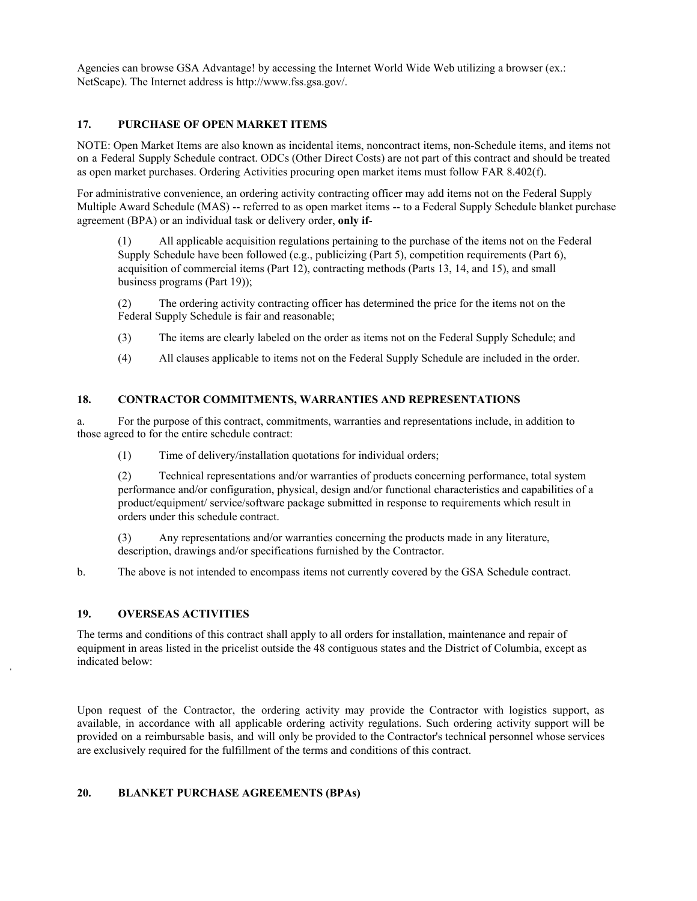Agencies can browse GSA Advantage! by accessing the Internet World Wide Web utilizing a browser (ex.: NetScape). The Internet address is http://www.fss.gsa.gov/.

## 17. PURCHASE OF OPEN MARKET ITEMS

NOTE: Open Market Items are also known as incidental items, noncontract items, non-Schedule items, and items not on a Federal Supply Schedule contract. ODCs (Other Direct Costs) are not part of this contract and should be treated as open market purchases. Ordering Activities procuring open market items must follow FAR 8.402(f).

For administrative convenience, an ordering activity contracting officer may add items not on the Federal Supply Multiple Award Schedule (MAS) -- referred to as open market items -- to a Federal Supply Schedule blanket purchase agreement (BPA) or an individual task or delivery order, **only if**-

(1) All applicable acquisition regulations pertaining to the purchase of the items not on the Federal Supply Schedule have been followed (e.g., publicizing (Part 5), competition requirements (Part 6), acquisition of commercial items (Part 12), contracting methods (Parts 13, 14, and 15), and small business programs (Part 19));

(2) The ordering activity contracting officer has determined the price for the items not on the Federal Supply Schedule is fair and reasonable;

(3) The items are clearly labeled on the order as items not on the Federal Supply Schedule; and

(4) All clauses applicable to items not on the Federal Supply Schedule are included in the order.

## 18. CONTRACTOR COMMITMENTS, WARRANTIES AND REPRESENTATIONS

a. For the purpose of this contract, commitments, warranties and representations include, in addition to those agreed to for the entire schedule contract:

(1) Time of delivery/installation quotations for individual orders;

(2) Technical representations and/or warranties of products concerning performance, total system performance and/or configuration, physical, design and/or functional characteristics and capabilities of a product/equipment/ service/software package submitted in response to requirements which result in orders under this schedule contract.

(3) Any representations and/or warranties concerning the products made in any literature, description, drawings and/or specifications furnished by the Contractor.

b. The above is not intended to encompass items not currently covered by the GSA Schedule contract.

## 19. OVERSEAS ACTIVITIES

The terms and conditions of this contract shall apply to all orders for installation, maintenance and repair of equipment in areas listed in the pricelist outside the 48 contiguous states and the District of Columbia, except as indicated below:

Upon request of the Contractor, the ordering activity may provide the Contractor with logistics support, as available, in accordance with all applicable ordering activity regulations. Such ordering activity support will be provided on a reimbursable basis, and will only be provided to the Contractor's technical personnel whose services are exclusively required for the fulfillment of the terms and conditions of this contract.

## 20. BLANKET PURCHASE AGREEMENTS (BPAs)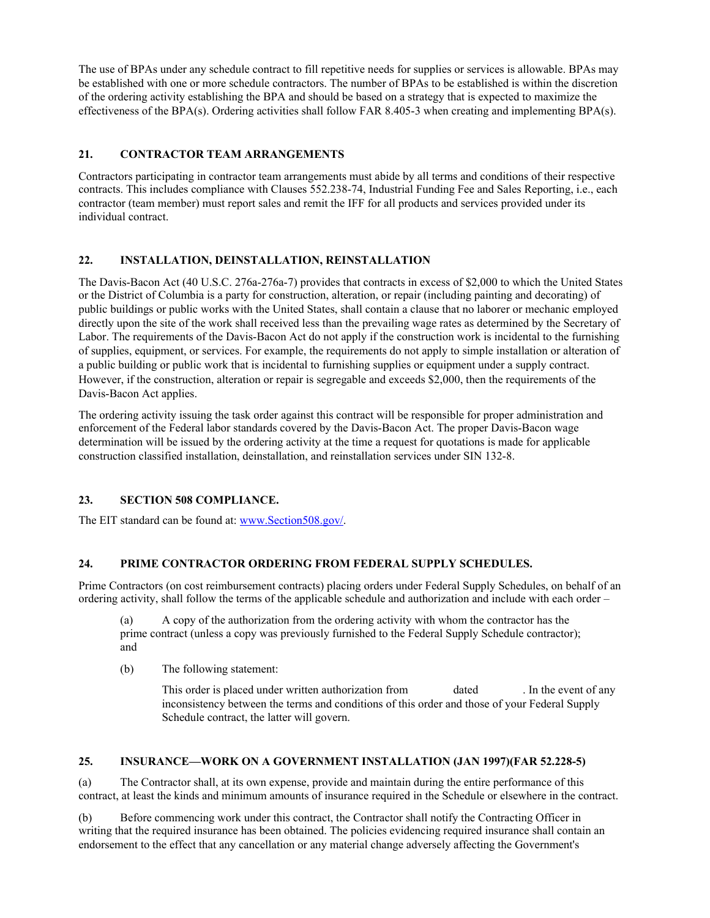The use of BPAs under any schedule contract to fill repetitive needs for supplies or services is allowable. BPAs may be established with one or more schedule contractors. The number of BPAs to be established is within the discretion of the ordering activity establishing the BPA and should be based on a strategy that is expected to maximize the effectiveness of the BPA(s). Ordering activities shall follow FAR 8.405-3 when creating and implementing BPA(s).

## 21. CONTRACTOR TEAM ARRANGEMENTS

Contractors participating in contractor team arrangements must abide by all terms and conditions of their respective contracts. This includes compliance with Clauses 552.238-74, Industrial Funding Fee and Sales Reporting, i.e., each contractor (team member) must report sales and remit the IFF for all products and services provided under its individual contract.

## 22. INSTALLATION, DEINSTALLATION, REINSTALLATION

The Davis-Bacon Act (40 U.S.C. 276a-276a-7) provides that contracts in excess of $2,000 to which the United States or the District of Columbia is a party for construction, alteration, or repair (including painting and decorating) of public buildings or public works with the United States, shall contain a clause that no laborer or mechanic employed directly upon the site of the work shall received less than the prevailing wage rates as determined by the Secretary of Labor. The requirements of the Davis-Bacon Act do not apply if the construction work is incidental to the furnishing of supplies, equipment, or services. For example, the requirements do not apply to simple installation or alteration of a public building or public work that is incidental to furnishing supplies or equipment under a supply contract. However, if the construction, alteration or repair is segregable and exceeds $2,000, then the requirements of the Davis-Bacon Act applies.

The ordering activity issuing the task order against this contract will be responsible for proper administration and enforcement of the Federal labor standards covered by the Davis-Bacon Act. The proper Davis-Bacon wage determination will be issued by the ordering activity at the time a request for quotations is made for applicable construction classified installation, deinstallation, and reinstallation services under SIN 132-8.

## 23. SECTION 508 COMPLIANCE.

The EIT standard can be found at: www.Section508.gov/.

## 24. PRIME CONTRACTOR ORDERING FROM FEDERAL SUPPLY SCHEDULES.

Prime Contractors (on cost reimbursement contracts) placing orders under Federal Supply Schedules, on behalf of an ordering activity, shall follow the terms of the applicable schedule and authorization and include with each order –

(a) A copy of the authorization from the ordering activity with whom the contractor has the prime contract (unless a copy was previously furnished to the Federal Supply Schedule contractor); and

(b) The following statement:

> This order is placed under written authorization from \_\_\_\_\_\_\_\_ dated \_\_\_\_\_\_\_\_. In the event of any inconsistency between the terms and conditions of this order and those of your Federal Supply Schedule contract, the latter will govern.

## 25. INSURANCE—WORK ON A GOVERNMENT INSTALLATION (JAN 1997)(FAR 52.228-5)

(a) The Contractor shall, at its own expense, provide and maintain during the entire performance of this contract, at least the kinds and minimum amounts of insurance required in the Schedule or elsewhere in the contract.

(b) Before commencing work under this contract, the Contractor shall notify the Contracting Officer in writing that the required insurance has been obtained. The policies evidencing required insurance shall contain an endorsement to the effect that any cancellation or any material change adversely affecting the Government's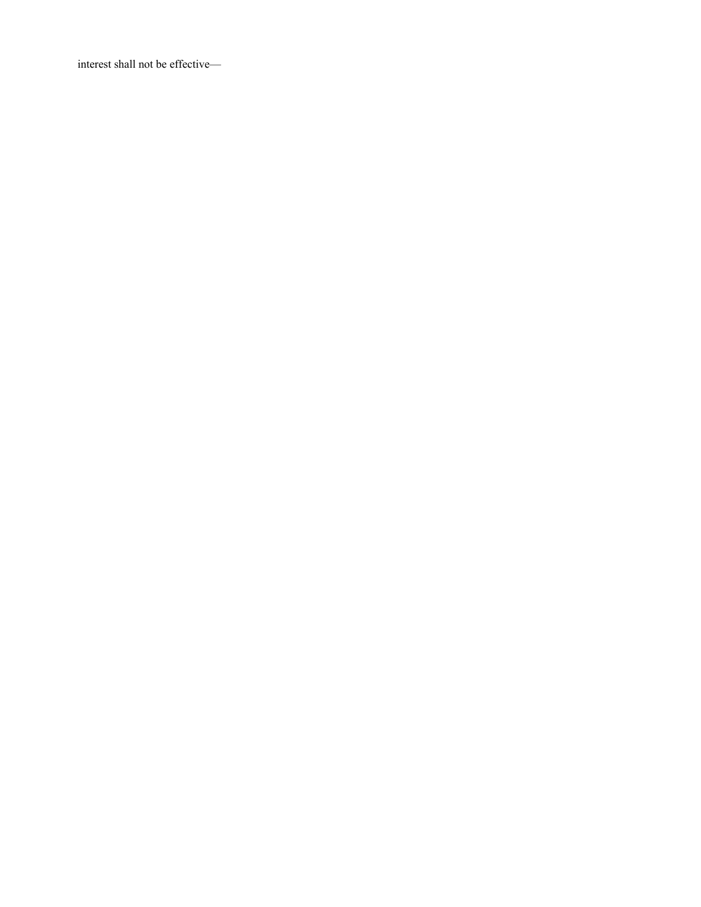interest shall not be effective—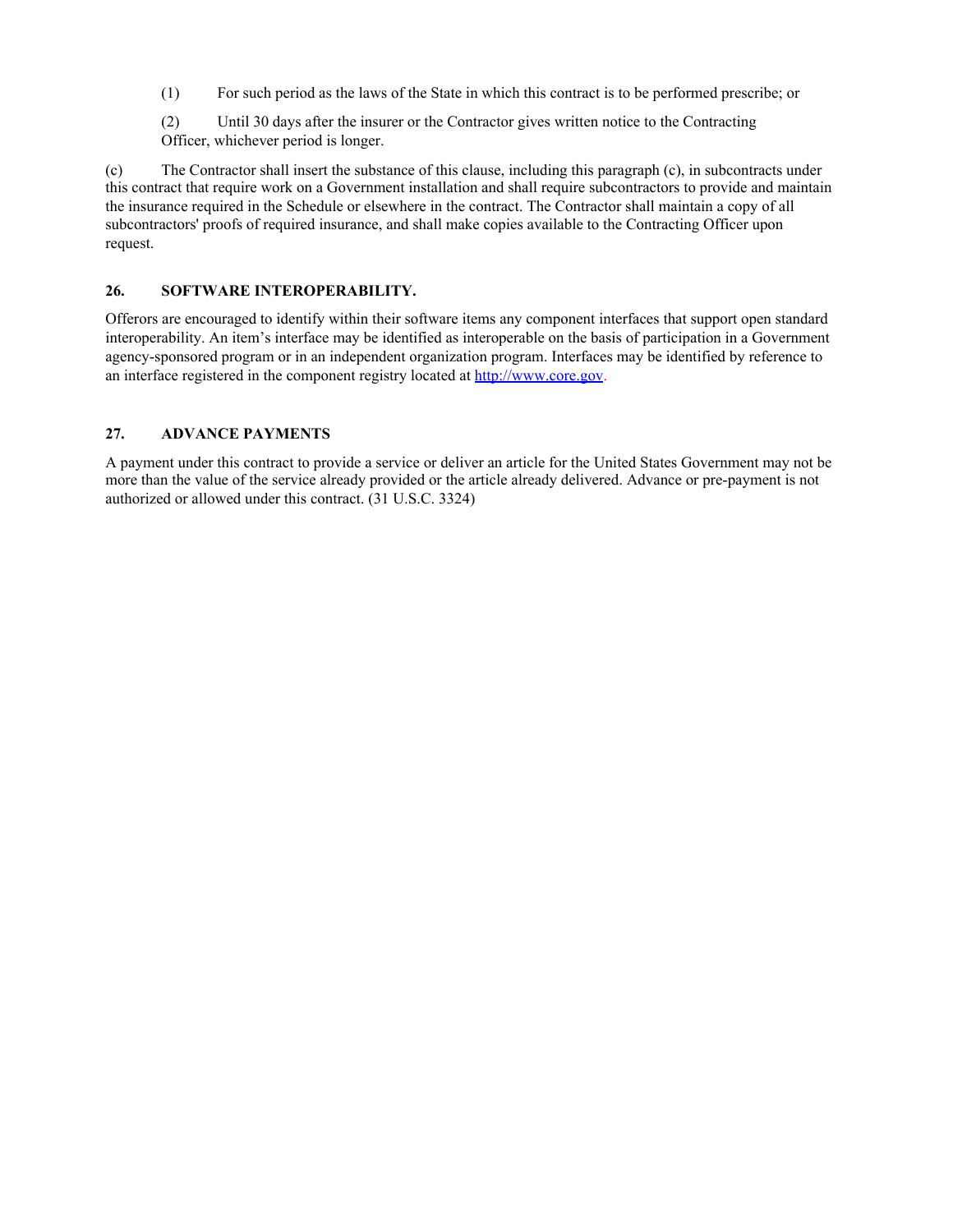(1) For such period as the laws of the State in which this contract is to be performed prescribe; or

(2) Until 30 days after the insurer or the Contractor gives written notice to the Contracting Officer, whichever period is longer.

(c) The Contractor shall insert the substance of this clause, including this paragraph (c), in subcontracts under this contract that require work on a Government installation and shall require subcontractors to provide and maintain the insurance required in the Schedule or elsewhere in the contract. The Contractor shall maintain a copy of all subcontractors' proofs of required insurance, and shall make copies available to the Contracting Officer upon request.

## 26. SOFTWARE INTEROPERABILITY.

Offerors are encouraged to identify within their software items any component interfaces that support open standard interoperability. An item's interface may be identified as interoperable on the basis of participation in a Government agency-sponsored program or in an independent organization program. Interfaces may be identified by reference to an interface registered in the component registry located at http://www.core.gov.

## 27. ADVANCE PAYMENTS

A payment under this contract to provide a service or deliver an article for the United States Government may not be more than the value of the service already provided or the article already delivered. Advance or pre-payment is not authorized or allowed under this contract. (31 U.S.C. 3324)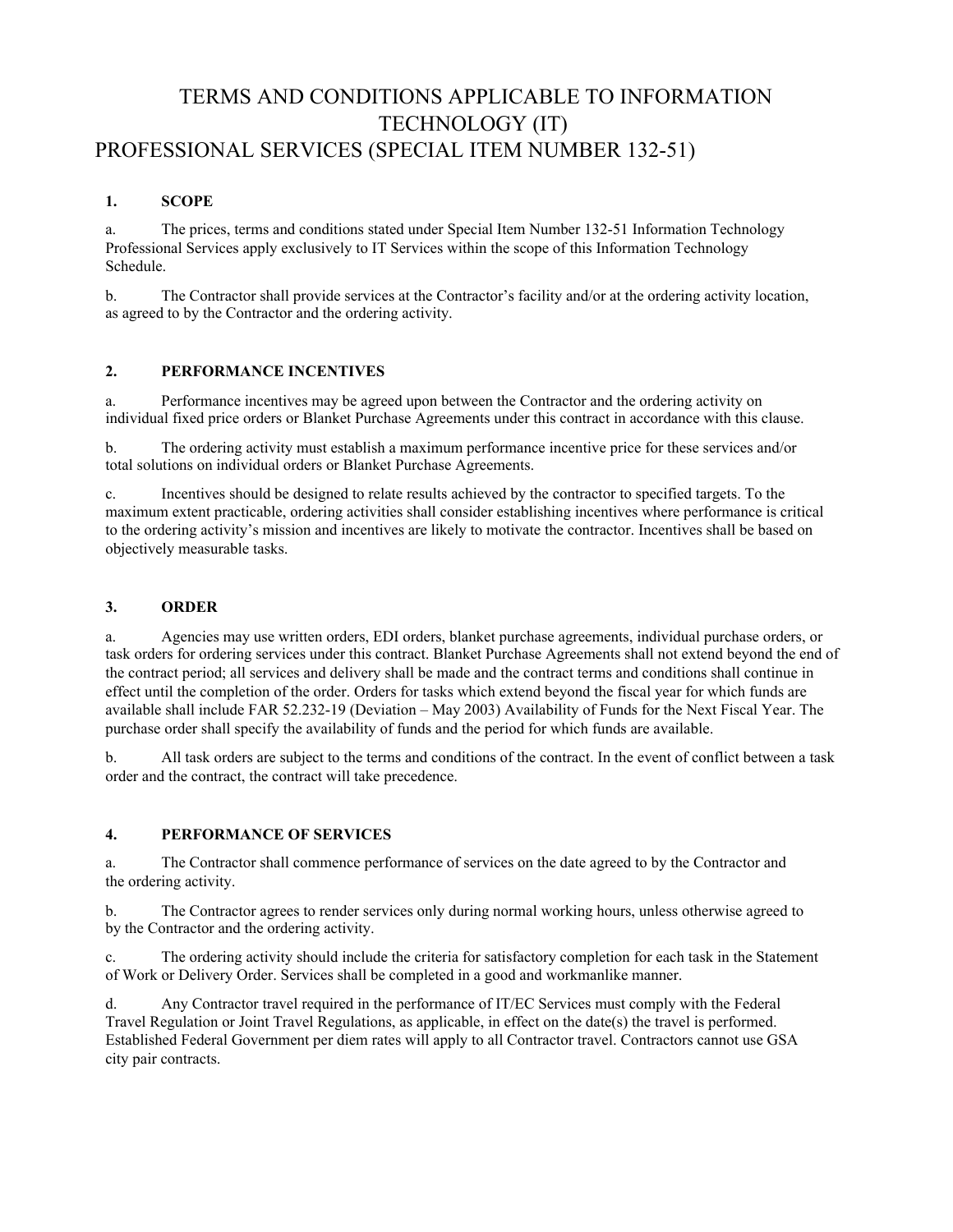# TERMS AND CONDITIONS APPLICABLE TO INFORMATION TECHNOLOGY (IT) PROFESSIONAL SERVICES (SPECIAL ITEM NUMBER 132-51)

## 1. SCOPE

a. The prices, terms and conditions stated under Special Item Number 132-51 Information Technology Professional Services apply exclusively to IT Services within the scope of this Information Technology Schedule.

b. The Contractor shall provide services at the Contractor's facility and/or at the ordering activity location, as agreed to by the Contractor and the ordering activity.

## 2. PERFORMANCE INCENTIVES

a. Performance incentives may be agreed upon between the Contractor and the ordering activity on individual fixed price orders or Blanket Purchase Agreements under this contract in accordance with this clause.

b. The ordering activity must establish a maximum performance incentive price for these services and/or total solutions on individual orders or Blanket Purchase Agreements.

c. Incentives should be designed to relate results achieved by the contractor to specified targets. To the maximum extent practicable, ordering activities shall consider establishing incentives where performance is critical to the ordering activity's mission and incentives are likely to motivate the contractor. Incentives shall be based on objectively measurable tasks.

## 3. ORDER

a. Agencies may use written orders, EDI orders, blanket purchase agreements, individual purchase orders, or task orders for ordering services under this contract. Blanket Purchase Agreements shall not extend beyond the end of the contract period; all services and delivery shall be made and the contract terms and conditions shall continue in effect until the completion of the order. Orders for tasks which extend beyond the fiscal year for which funds are available shall include FAR 52.232-19 (Deviation – May 2003) Availability of Funds for the Next Fiscal Year. The purchase order shall specify the availability of funds and the period for which funds are available.

b. All task orders are subject to the terms and conditions of the contract. In the event of conflict between a task order and the contract, the contract will take precedence.

## 4. PERFORMANCE OF SERVICES

a. The Contractor shall commence performance of services on the date agreed to by the Contractor and the ordering activity.

b. The Contractor agrees to render services only during normal working hours, unless otherwise agreed to by the Contractor and the ordering activity.

c. The ordering activity should include the criteria for satisfactory completion for each task in the Statement of Work or Delivery Order. Services shall be completed in a good and workmanlike manner.

d. Any Contractor travel required in the performance of IT/EC Services must comply with the Federal Travel Regulation or Joint Travel Regulations, as applicable, in effect on the date(s) the travel is performed. Established Federal Government per diem rates will apply to all Contractor travel. Contractors cannot use GSA city pair contracts.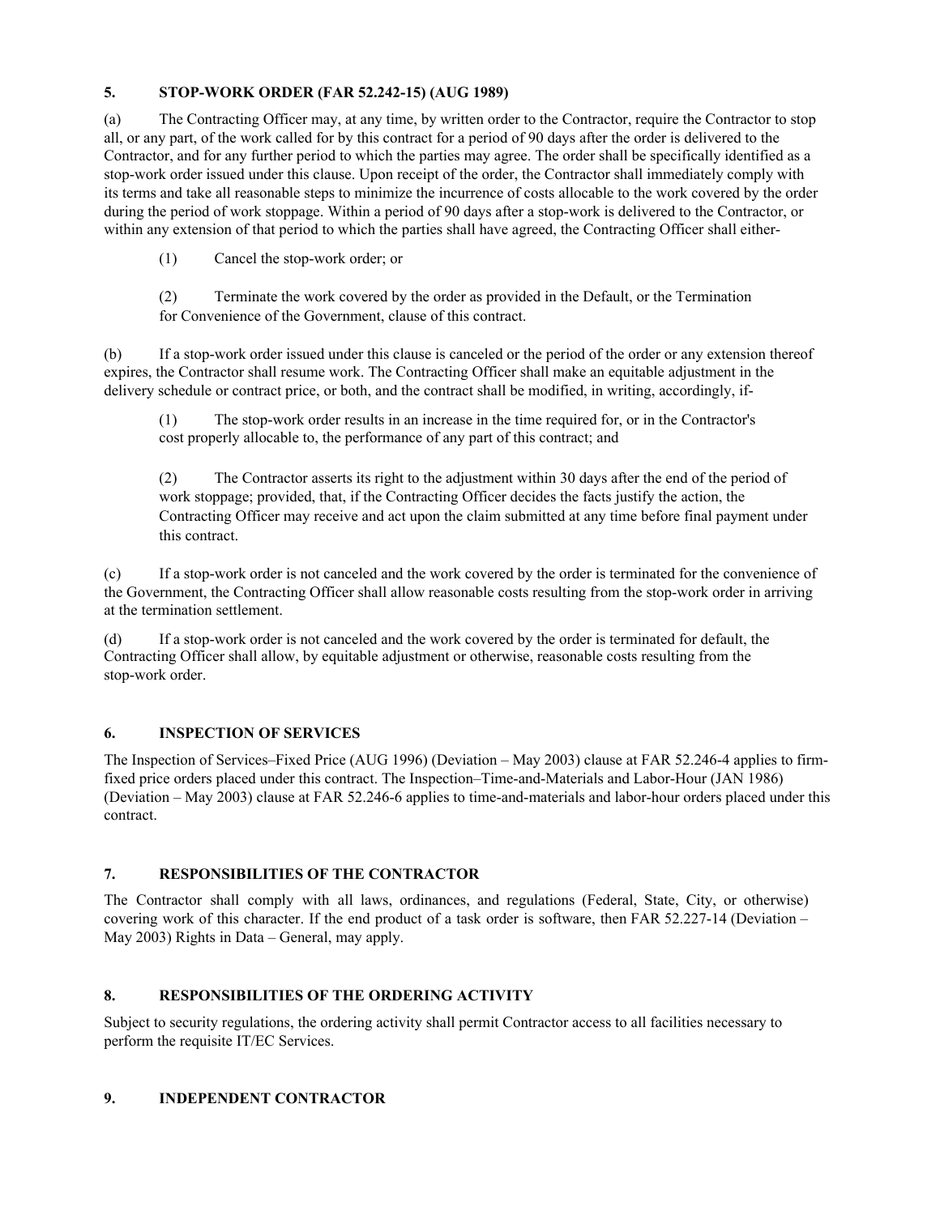### 5. STOP-WORK ORDER (FAR 52.242-15) (AUG 1989)

(a) The Contracting Officer may, at any time, by written order to the Contractor, require the Contractor to stop all, or any part, of the work called for by this contract for a period of 90 days after the order is delivered to the Contractor, and for any further period to which the parties may agree. The order shall be specifically identified as a stop-work order issued under this clause. Upon receipt of the order, the Contractor shall immediately comply with its terms and take all reasonable steps to minimize the incurrence of costs allocable to the work covered by the order during the period of work stoppage. Within a period of 90 days after a stop-work is delivered to the Contractor, or within any extension of that period to which the parties shall have agreed, the Contracting Officer shall either-

(1) Cancel the stop-work order; or

(2) Terminate the work covered by the order as provided in the Default, or the Termination for Convenience of the Government, clause of this contract.

(b) If a stop-work order issued under this clause is canceled or the period of the order or any extension thereof expires, the Contractor shall resume work. The Contracting Officer shall make an equitable adjustment in the delivery schedule or contract price, or both, and the contract shall be modified, in writing, accordingly, if-

(1) The stop-work order results in an increase in the time required for, or in the Contractor's cost properly allocable to, the performance of any part of this contract; and

(2) The Contractor asserts its right to the adjustment within 30 days after the end of the period of work stoppage; provided, that, if the Contracting Officer decides the facts justify the action, the Contracting Officer may receive and act upon the claim submitted at any time before final payment under this contract.

(c) If a stop-work order is not canceled and the work covered by the order is terminated for the convenience of the Government, the Contracting Officer shall allow reasonable costs resulting from the stop-work order in arriving at the termination settlement.

(d) If a stop-work order is not canceled and the work covered by the order is terminated for default, the Contracting Officer shall allow, by equitable adjustment or otherwise, reasonable costs resulting from the stop-work order.

### 6. INSPECTION OF SERVICES

The Inspection of Services–Fixed Price (AUG 1996) (Deviation – May 2003) clause at FAR 52.246-4 applies to firm-fixed price orders placed under this contract. The Inspection–Time-and-Materials and Labor-Hour (JAN 1986) (Deviation – May 2003) clause at FAR 52.246-6 applies to time-and-materials and labor-hour orders placed under this contract.

### 7. RESPONSIBILITIES OF THE CONTRACTOR

The Contractor shall comply with all laws, ordinances, and regulations (Federal, State, City, or otherwise) covering work of this character. If the end product of a task order is software, then FAR 52.227-14 (Deviation – May 2003) Rights in Data – General, may apply.

### 8. RESPONSIBILITIES OF THE ORDERING ACTIVITY

Subject to security regulations, the ordering activity shall permit Contractor access to all facilities necessary to perform the requisite IT/EC Services.

### 9. INDEPENDENT CONTRACTOR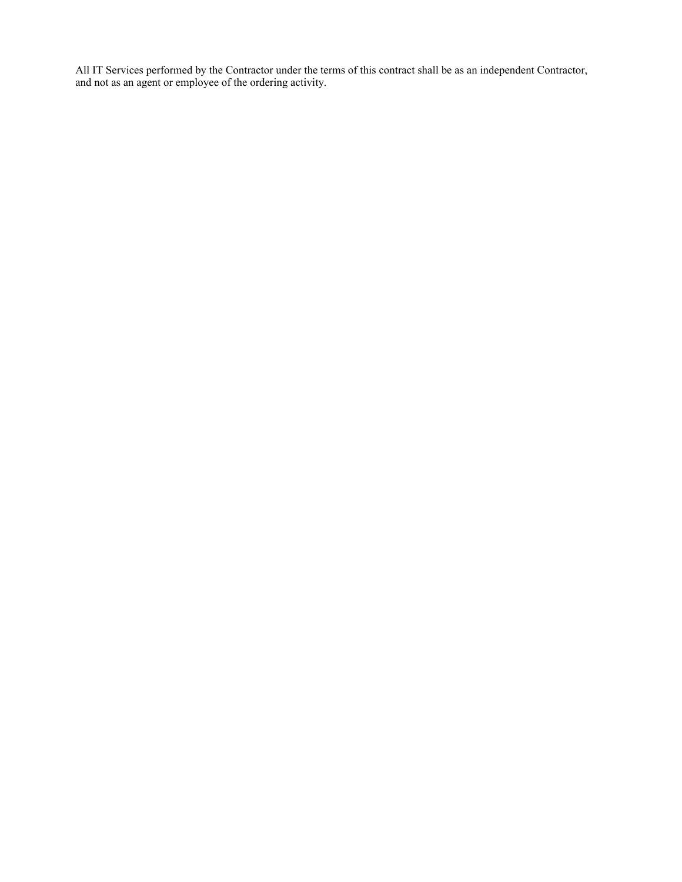All IT Services performed by the Contractor under the terms of this contract shall be as an independent Contractor, and not as an agent or employee of the ordering activity.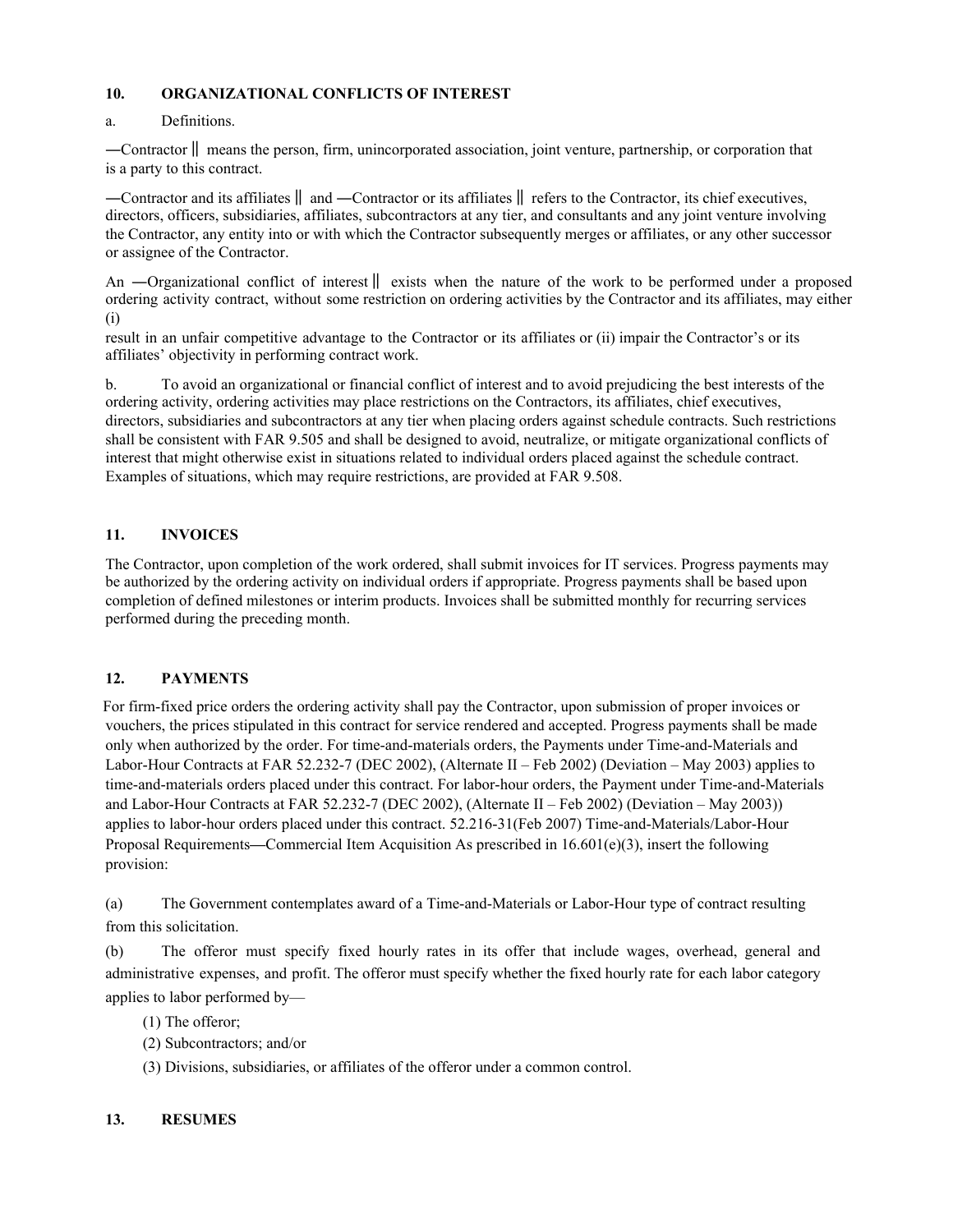## 10. ORGANIZATIONAL CONFLICTS OF INTEREST

a. Definitions.

―Contractor‖ means the person, firm, unincorporated association, joint venture, partnership, or corporation that is a party to this contract.

―Contractor and its affiliates‖ and ―Contractor or its affiliates‖ refers to the Contractor, its chief executives, directors, officers, subsidiaries, affiliates, subcontractors at any tier, and consultants and any joint venture involving the Contractor, any entity into or with which the Contractor subsequently merges or affiliates, or any other successor or assignee of the Contractor.

An ―Organizational conflict of interest‖ exists when the nature of the work to be performed under a proposed ordering activity contract, without some restriction on ordering activities by the Contractor and its affiliates, may either (i) result in an unfair competitive advantage to the Contractor or its affiliates or (ii) impair the Contractor's or its affiliates' objectivity in performing contract work.

b. To avoid an organizational or financial conflict of interest and to avoid prejudicing the best interests of the ordering activity, ordering activities may place restrictions on the Contractors, its affiliates, chief executives, directors, subsidiaries and subcontractors at any tier when placing orders against schedule contracts. Such restrictions shall be consistent with FAR 9.505 and shall be designed to avoid, neutralize, or mitigate organizational conflicts of interest that might otherwise exist in situations related to individual orders placed against the schedule contract. Examples of situations, which may require restrictions, are provided at FAR 9.508.

## 11. INVOICES

The Contractor, upon completion of the work ordered, shall submit invoices for IT services. Progress payments may be authorized by the ordering activity on individual orders if appropriate. Progress payments shall be based upon completion of defined milestones or interim products. Invoices shall be submitted monthly for recurring services performed during the preceding month.

## 12. PAYMENTS

For firm-fixed price orders the ordering activity shall pay the Contractor, upon submission of proper invoices or vouchers, the prices stipulated in this contract for service rendered and accepted. Progress payments shall be made only when authorized by the order. For time-and-materials orders, the Payments under Time-and-Materials and Labor-Hour Contracts at FAR 52.232-7 (DEC 2002), (Alternate II – Feb 2002) (Deviation – May 2003) applies to time-and-materials orders placed under this contract. For labor-hour orders, the Payment under Time-and-Materials and Labor-Hour Contracts at FAR 52.232-7 (DEC 2002), (Alternate II – Feb 2002) (Deviation – May 2003)) applies to labor-hour orders placed under this contract. 52.216-31(Feb 2007) Time-and-Materials/Labor-Hour Proposal Requirements—Commercial Item Acquisition As prescribed in 16.601(e)(3), insert the following provision:

(a) The Government contemplates award of a Time-and-Materials or Labor-Hour type of contract resulting from this solicitation.

(b) The offeror must specify fixed hourly rates in its offer that include wages, overhead, general and administrative expenses, and profit. The offeror must specify whether the fixed hourly rate for each labor category applies to labor performed by—

(1) The offeror;

(2) Subcontractors; and/or

(3) Divisions, subsidiaries, or affiliates of the offeror under a common control.

## 13. RESUMES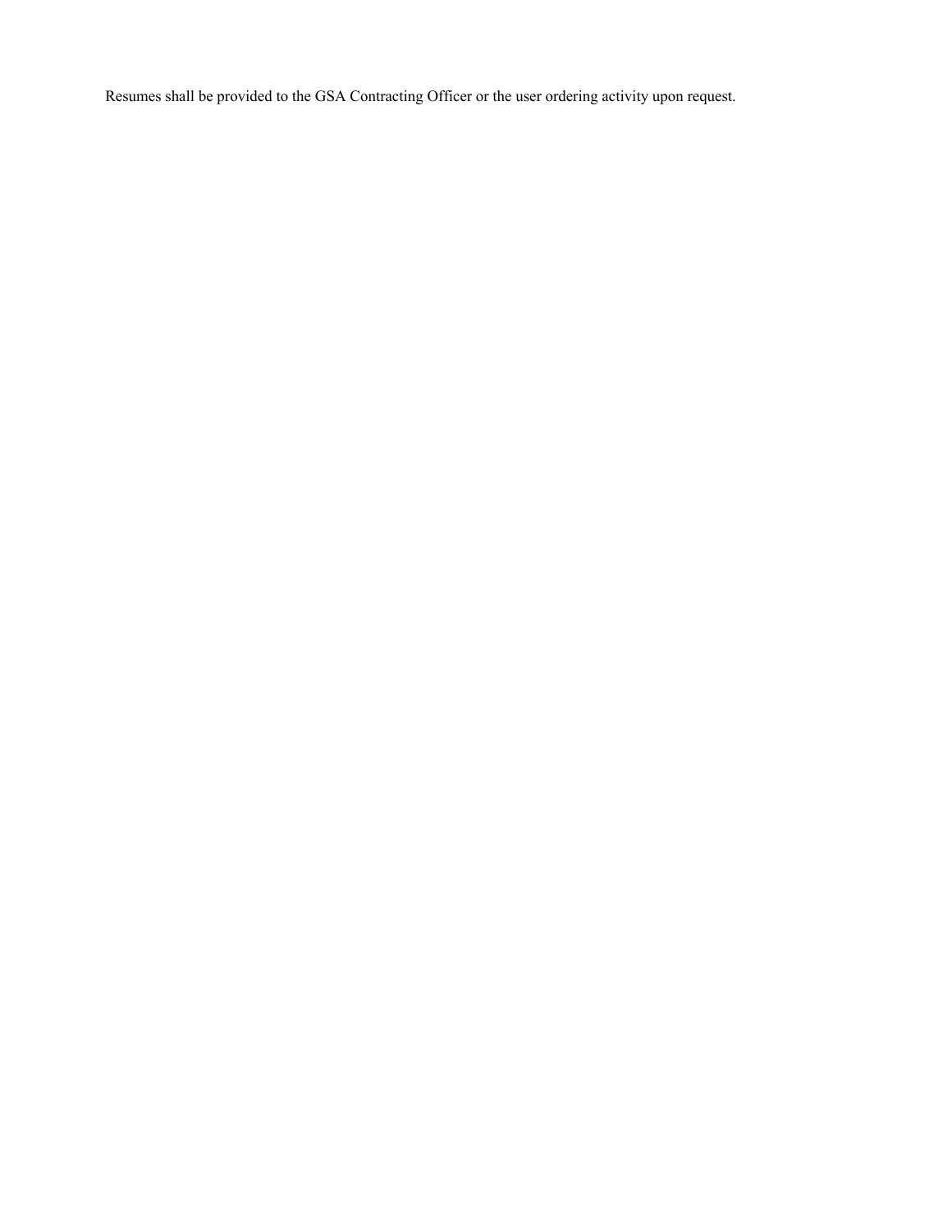Resumes shall be provided to the GSA Contracting Officer or the user ordering activity upon request.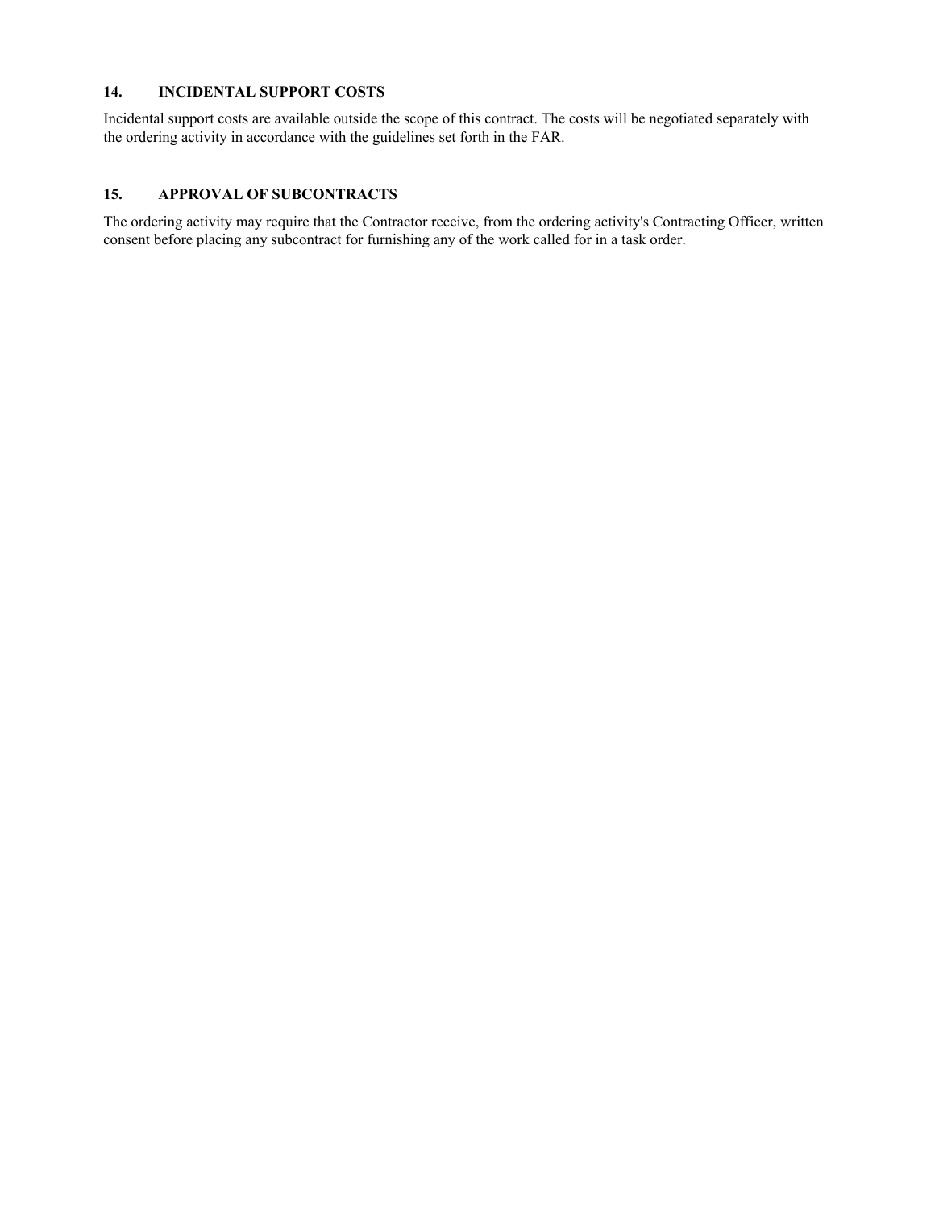## 14. INCIDENTAL SUPPORT COSTS

Incidental support costs are available outside the scope of this contract. The costs will be negotiated separately with the ordering activity in accordance with the guidelines set forth in the FAR.

## 15. APPROVAL OF SUBCONTRACTS

The ordering activity may require that the Contractor receive, from the ordering activity's Contracting Officer, written consent before placing any subcontract for furnishing any of the work called for in a task order.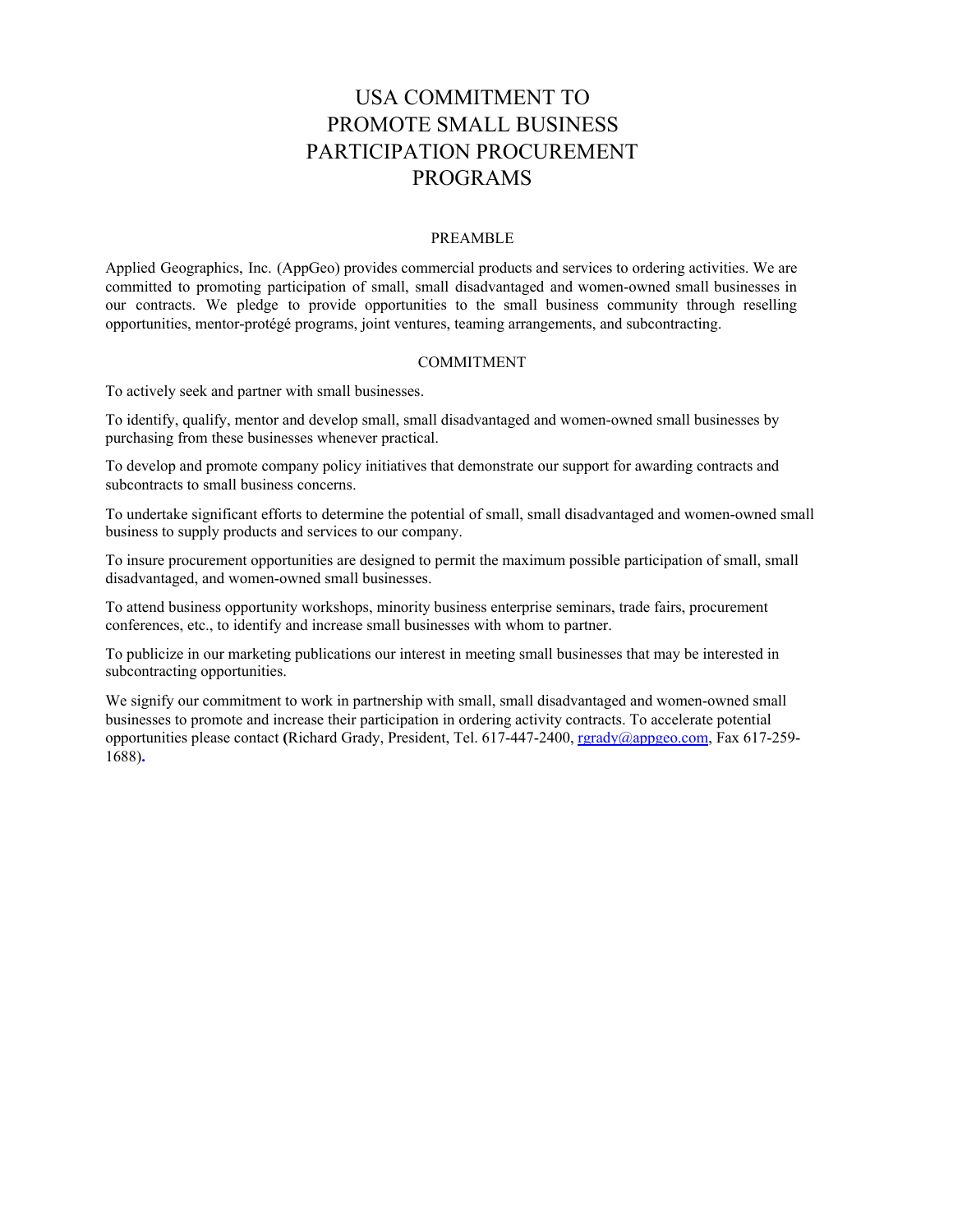# USA COMMITMENT TO PROMOTE SMALL BUSINESS PARTICIPATION PROCUREMENT PROGRAMS

## PREAMBLE

Applied Geographics, Inc. (AppGeo) provides commercial products and services to ordering activities. We are committed to promoting participation of small, small disadvantaged and women-owned small businesses in our contracts. We pledge to provide opportunities to the small business community through reselling opportunities, mentor-protégé programs, joint ventures, teaming arrangements, and subcontracting.

## COMMITMENT

To actively seek and partner with small businesses.

To identify, qualify, mentor and develop small, small disadvantaged and women-owned small businesses by purchasing from these businesses whenever practical.

To develop and promote company policy initiatives that demonstrate our support for awarding contracts and subcontracts to small business concerns.

To undertake significant efforts to determine the potential of small, small disadvantaged and women-owned small business to supply products and services to our company.

To insure procurement opportunities are designed to permit the maximum possible participation of small, small disadvantaged, and women-owned small businesses.

To attend business opportunity workshops, minority business enterprise seminars, trade fairs, procurement conferences, etc., to identify and increase small businesses with whom to partner.

To publicize in our marketing publications our interest in meeting small businesses that may be interested in subcontracting opportunities.

We signify our commitment to work in partnership with small, small disadvantaged and women-owned small businesses to promote and increase their participation in ordering activity contracts. To accelerate potential opportunities please contact (Richard Grady, President, Tel. 617-447-2400, rgrady@appgeo.com, Fax 617-259-1688).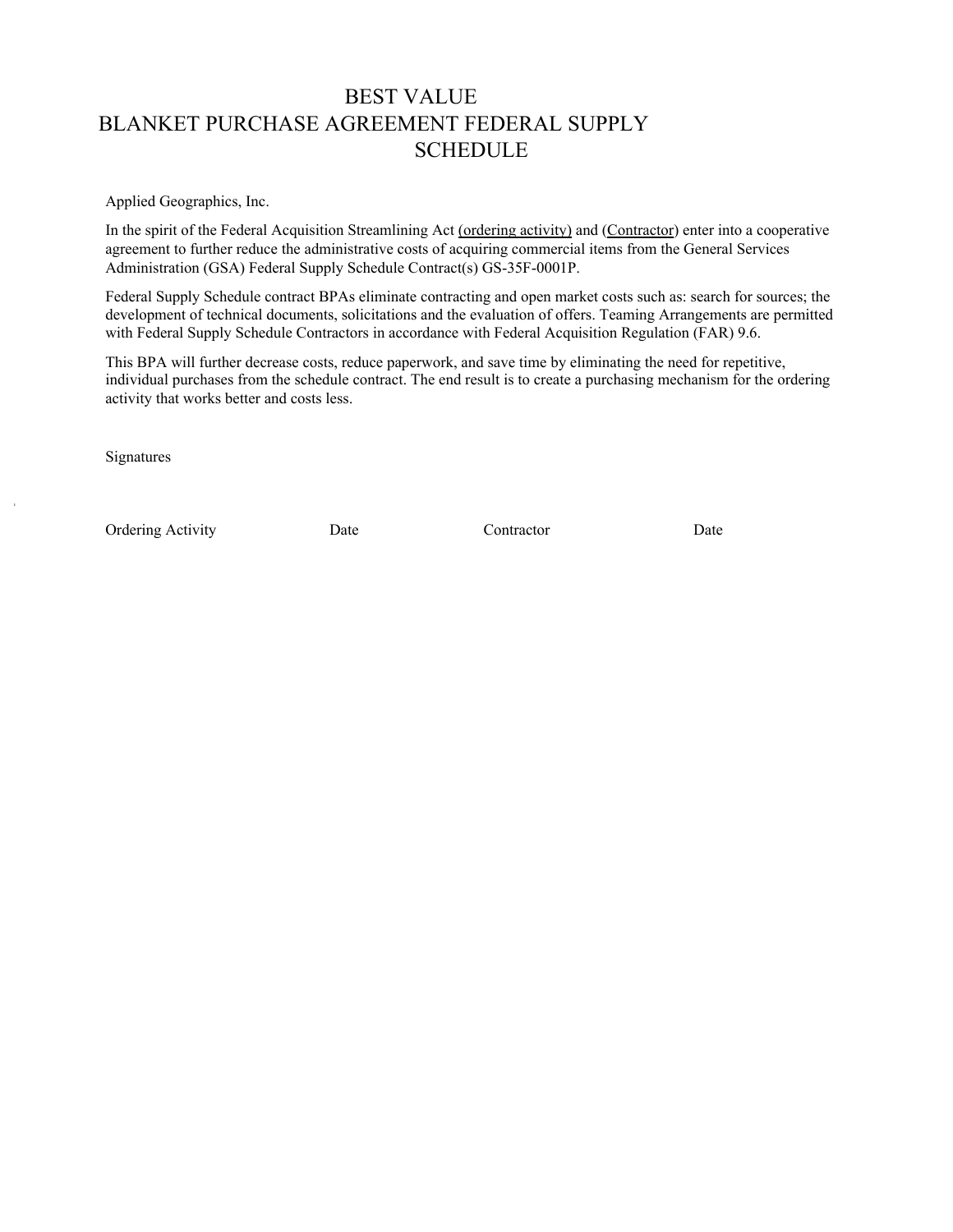# BEST VALUE
# BLANKET PURCHASE AGREEMENT FEDERAL SUPPLY SCHEDULE

Applied Geographics, Inc.

In the spirit of the Federal Acquisition Streamlining Act (ordering activity) and (Contractor) enter into a cooperative agreement to further reduce the administrative costs of acquiring commercial items from the General Services Administration (GSA) Federal Supply Schedule Contract(s) GS-35F-0001P.

Federal Supply Schedule contract BPAs eliminate contracting and open market costs such as: search for sources; the development of technical documents, solicitations and the evaluation of offers. Teaming Arrangements are permitted with Federal Supply Schedule Contractors in accordance with Federal Acquisition Regulation (FAR) 9.6.

This BPA will further decrease costs, reduce paperwork, and save time by eliminating the need for repetitive, individual purchases from the schedule contract. The end result is to create a purchasing mechanism for the ordering activity that works better and costs less.

Signatures

| Ordering Activity | Date | Contractor | Date |
|---|---|---|---|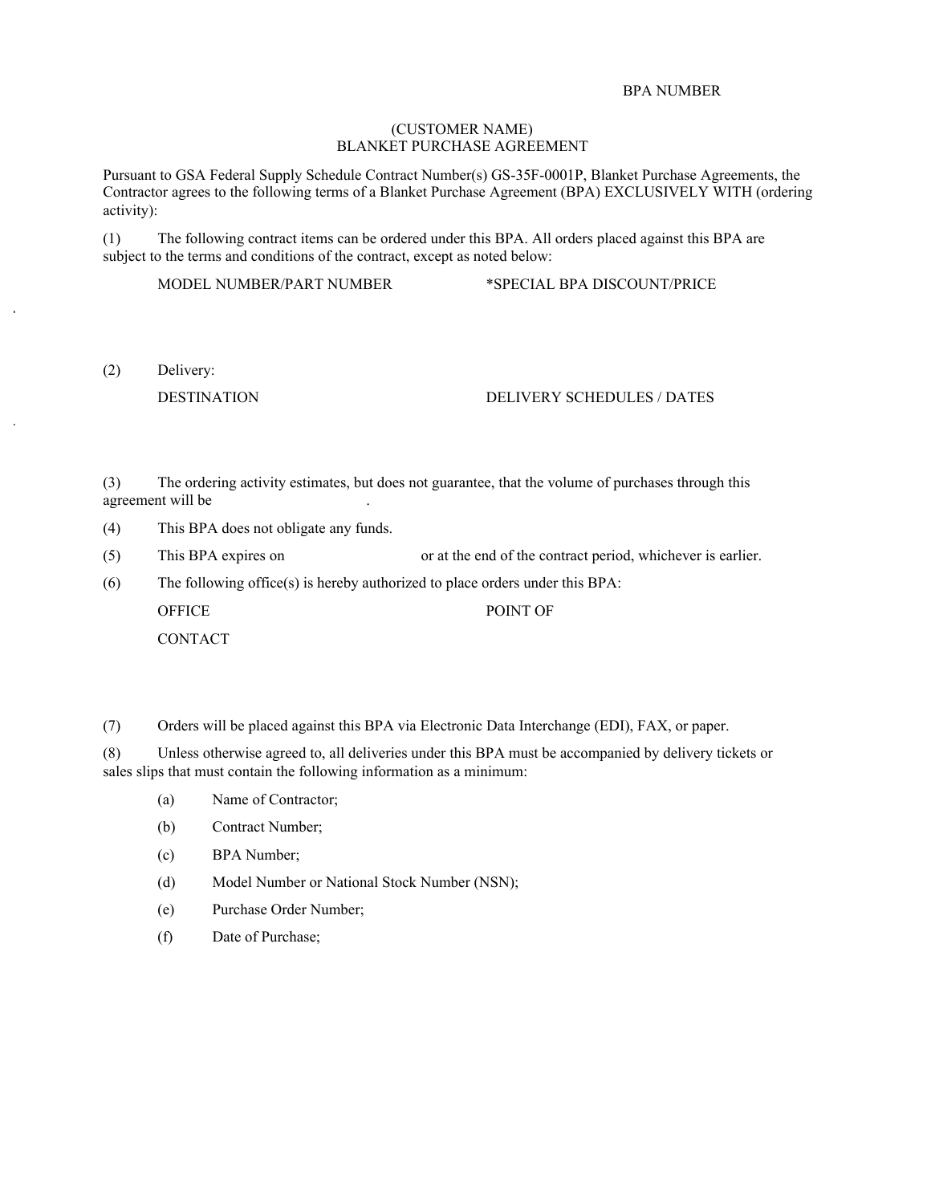BPA NUMBER

(CUSTOMER NAME)
BLANKET PURCHASE AGREEMENT

Pursuant to GSA Federal Supply Schedule Contract Number(s) GS-35F-0001P, Blanket Purchase Agreements, the Contractor agrees to the following terms of a Blanket Purchase Agreement (BPA) EXCLUSIVELY WITH (ordering activity):

(1) The following contract items can be ordered under this BPA. All orders placed against this BPA are subject to the terms and conditions of the contract, except as noted below:

| MODEL NUMBER/PART NUMBER | *SPECIAL BPA DISCOUNT/PRICE |
|---|---|
| | |

(2) Delivery:

| DESTINATION | DELIVERY SCHEDULES / DATES |
|---|---|
| | |

(3) The ordering activity estimates, but does not guarantee, that the volume of purchases through this agreement will be .

(4) This BPA does not obligate any funds.

(5) This BPA expires on or at the end of the contract period, whichever is earlier.

(6) The following office(s) is hereby authorized to place orders under this BPA:

| OFFICE | POINT OF CONTACT |
|---|---|
| | |

(7) Orders will be placed against this BPA via Electronic Data Interchange (EDI), FAX, or paper.

(8) Unless otherwise agreed to, all deliveries under this BPA must be accompanied by delivery tickets or sales slips that must contain the following information as a minimum:

(a) Name of Contractor;

(b) Contract Number;

(c) BPA Number;

(d) Model Number or National Stock Number (NSN);

(e) Purchase Order Number;

(f) Date of Purchase;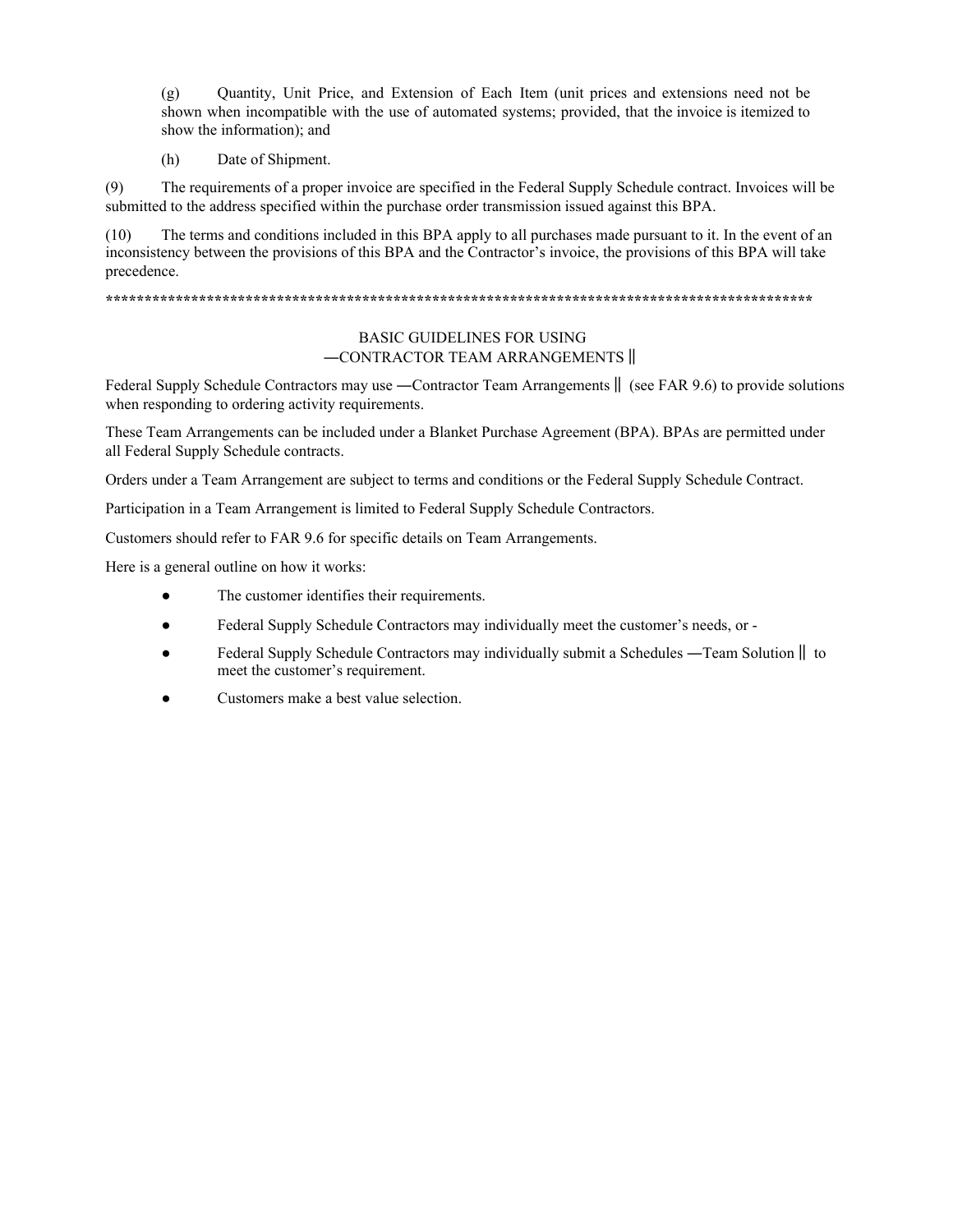(g) Quantity, Unit Price, and Extension of Each Item (unit prices and extensions need not be shown when incompatible with the use of automated systems; provided, that the invoice is itemized to show the information); and

(h) Date of Shipment.

(9) The requirements of a proper invoice are specified in the Federal Supply Schedule contract. Invoices will be submitted to the address specified within the purchase order transmission issued against this BPA.

(10) The terms and conditions included in this BPA apply to all purchases made pursuant to it. In the event of an inconsistency between the provisions of this BPA and the Contractor's invoice, the provisions of this BPA will take precedence.

*************************************************************************************************

## BASIC GUIDELINES FOR USING ―CONTRACTOR TEAM ARRANGEMENTS‖

Federal Supply Schedule Contractors may use ―Contractor Team Arrangements‖ (see FAR 9.6) to provide solutions when responding to ordering activity requirements.

These Team Arrangements can be included under a Blanket Purchase Agreement (BPA). BPAs are permitted under all Federal Supply Schedule contracts.

Orders under a Team Arrangement are subject to terms and conditions or the Federal Supply Schedule Contract.

Participation in a Team Arrangement is limited to Federal Supply Schedule Contractors.

Customers should refer to FAR 9.6 for specific details on Team Arrangements.

Here is a general outline on how it works:

- The customer identifies their requirements.
- Federal Supply Schedule Contractors may individually meet the customer's needs, or -
- Federal Supply Schedule Contractors may individually submit a Schedules ―Team Solution‖ to meet the customer's requirement.
- Customers make a best value selection.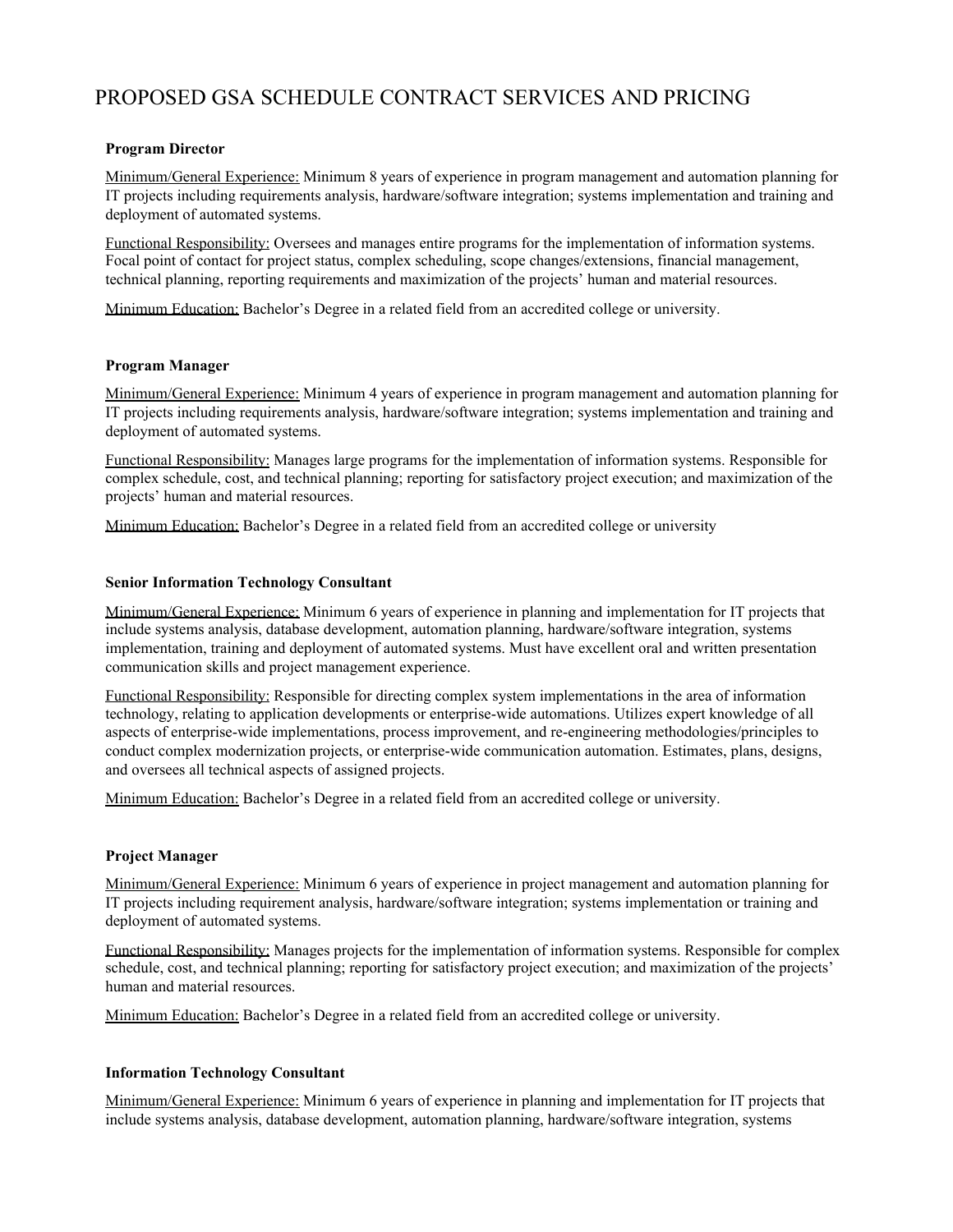# PROPOSED GSA SCHEDULE CONTRACT SERVICES AND PRICING

**Program Director**

Minimum/General Experience: Minimum 8 years of experience in program management and automation planning for IT projects including requirements analysis, hardware/software integration; systems implementation and training and deployment of automated systems.

Functional Responsibility: Oversees and manages entire programs for the implementation of information systems. Focal point of contact for project status, complex scheduling, scope changes/extensions, financial management, technical planning, reporting requirements and maximization of the projects' human and material resources.

Minimum Education: Bachelor's Degree in a related field from an accredited college or university.

**Program Manager**

Minimum/General Experience: Minimum 4 years of experience in program management and automation planning for IT projects including requirements analysis, hardware/software integration; systems implementation and training and deployment of automated systems.

Functional Responsibility: Manages large programs for the implementation of information systems. Responsible for complex schedule, cost, and technical planning; reporting for satisfactory project execution; and maximization of the projects' human and material resources.

Minimum Education: Bachelor's Degree in a related field from an accredited college or university

**Senior Information Technology Consultant**

Minimum/General Experience: Minimum 6 years of experience in planning and implementation for IT projects that include systems analysis, database development, automation planning, hardware/software integration, systems implementation, training and deployment of automated systems. Must have excellent oral and written presentation communication skills and project management experience.

Functional Responsibility: Responsible for directing complex system implementations in the area of information technology, relating to application developments or enterprise-wide automations. Utilizes expert knowledge of all aspects of enterprise-wide implementations, process improvement, and re-engineering methodologies/principles to conduct complex modernization projects, or enterprise-wide communication automation. Estimates, plans, designs, and oversees all technical aspects of assigned projects.

Minimum Education: Bachelor's Degree in a related field from an accredited college or university.

**Project Manager**

Minimum/General Experience: Minimum 6 years of experience in project management and automation planning for IT projects including requirement analysis, hardware/software integration; systems implementation or training and deployment of automated systems.

Functional Responsibility: Manages projects for the implementation of information systems. Responsible for complex schedule, cost, and technical planning; reporting for satisfactory project execution; and maximization of the projects' human and material resources.

Minimum Education: Bachelor's Degree in a related field from an accredited college or university.

**Information Technology Consultant**

Minimum/General Experience: Minimum 6 years of experience in planning and implementation for IT projects that include systems analysis, database development, automation planning, hardware/software integration, systems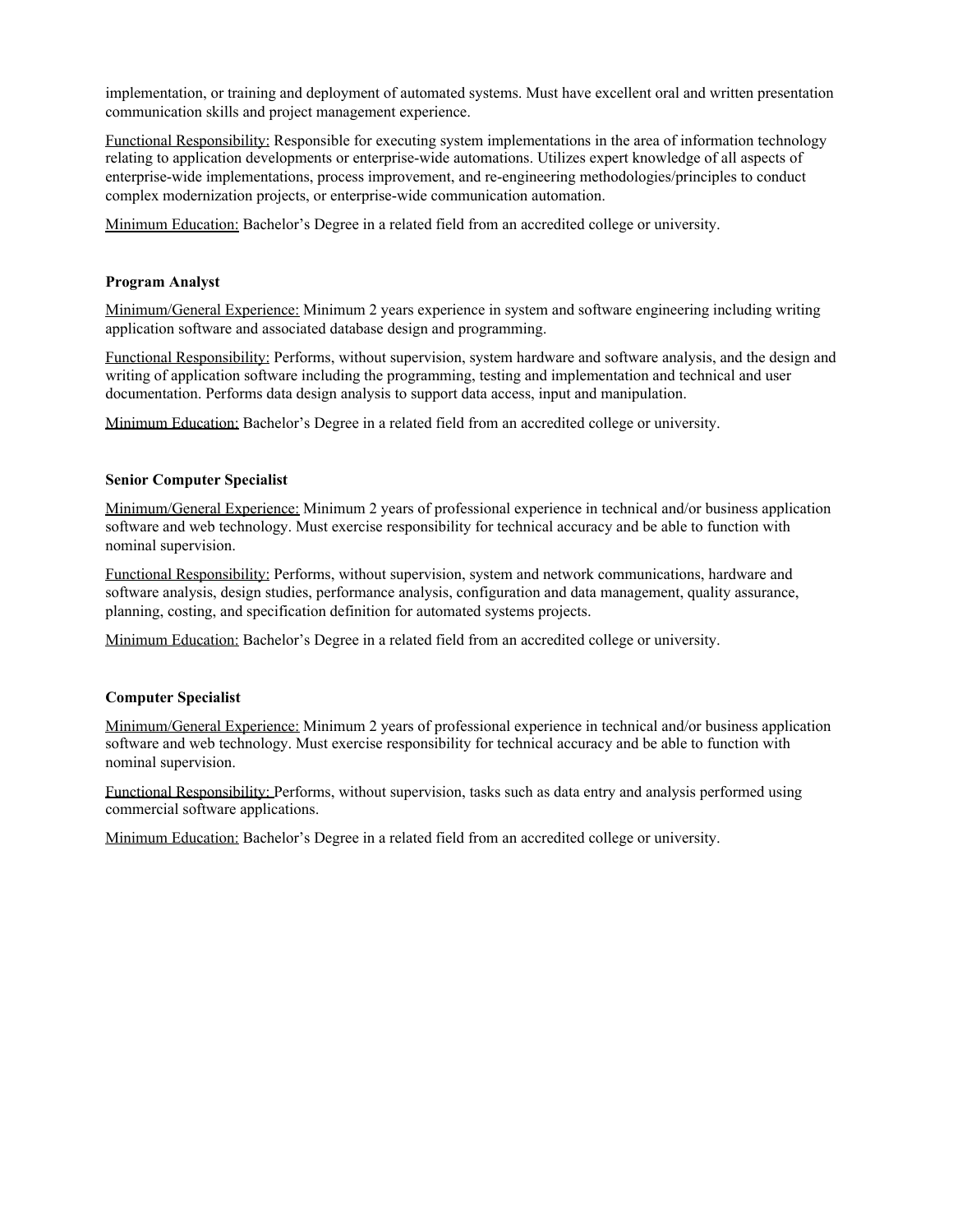implementation, or training and deployment of automated systems. Must have excellent oral and written presentation communication skills and project management experience.

Functional Responsibility: Responsible for executing system implementations in the area of information technology relating to application developments or enterprise-wide automations. Utilizes expert knowledge of all aspects of enterprise-wide implementations, process improvement, and re-engineering methodologies/principles to conduct complex modernization projects, or enterprise-wide communication automation.

Minimum Education: Bachelor's Degree in a related field from an accredited college or university.

**Program Analyst**

Minimum/General Experience: Minimum 2 years experience in system and software engineering including writing application software and associated database design and programming.

Functional Responsibility: Performs, without supervision, system hardware and software analysis, and the design and writing of application software including the programming, testing and implementation and technical and user documentation. Performs data design analysis to support data access, input and manipulation.

Minimum Education: Bachelor's Degree in a related field from an accredited college or university.

**Senior Computer Specialist**

Minimum/General Experience: Minimum 2 years of professional experience in technical and/or business application software and web technology. Must exercise responsibility for technical accuracy and be able to function with nominal supervision.

Functional Responsibility: Performs, without supervision, system and network communications, hardware and software analysis, design studies, performance analysis, configuration and data management, quality assurance, planning, costing, and specification definition for automated systems projects.

Minimum Education: Bachelor's Degree in a related field from an accredited college or university.

**Computer Specialist**

Minimum/General Experience: Minimum 2 years of professional experience in technical and/or business application software and web technology. Must exercise responsibility for technical accuracy and be able to function with nominal supervision.

Functional Responsibility: Performs, without supervision, tasks such as data entry and analysis performed using commercial software applications.

Minimum Education: Bachelor's Degree in a related field from an accredited college or university.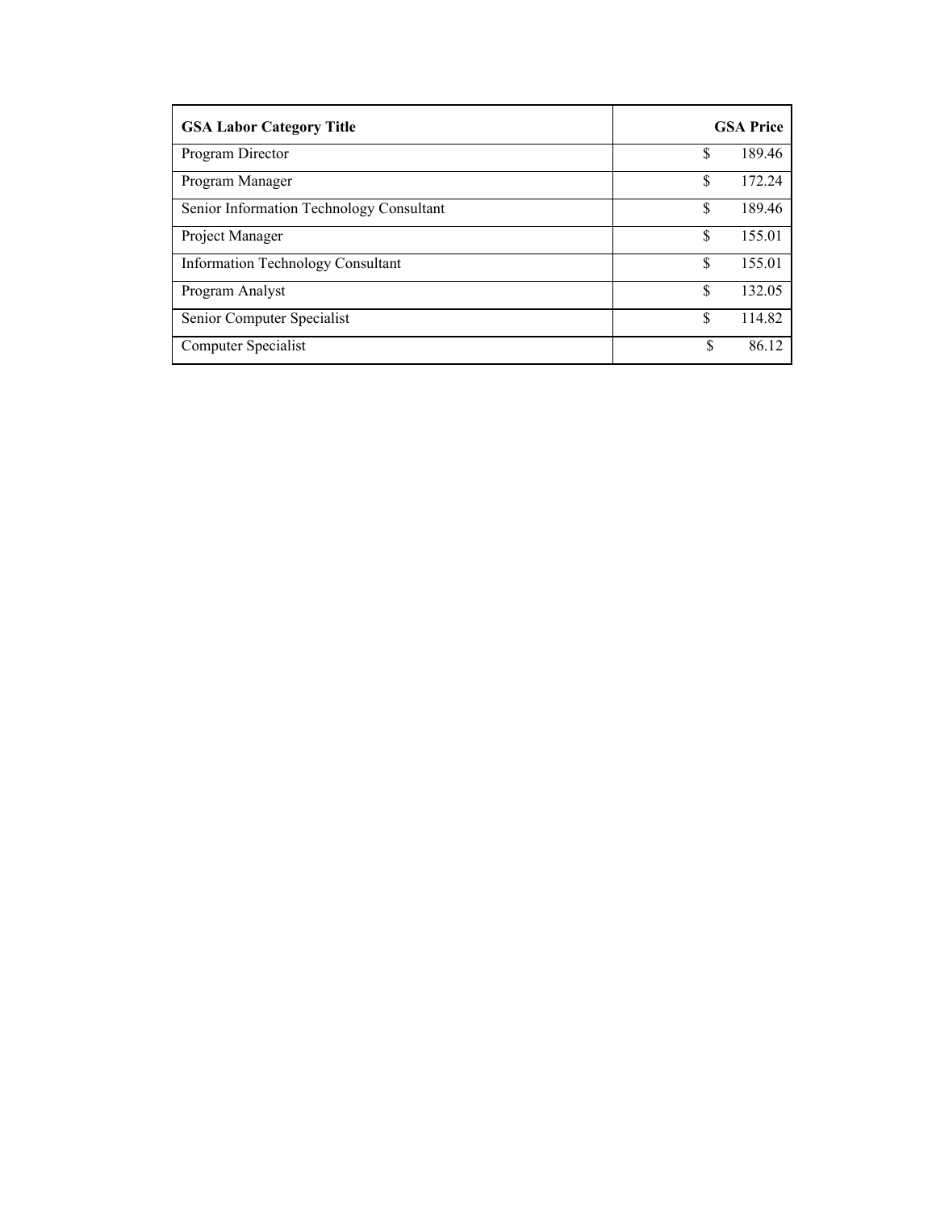| GSA Labor Category Title | GSA Price |
|---|---|
| Program Director | $ 189.46 |
| Program Manager | $ 172.24 |
| Senior Information Technology Consultant | $ 189.46 |
| Project Manager | $ 155.01 |
| Information Technology Consultant | $ 155.01 |
| Program Analyst | $ 132.05 |
| Senior Computer Specialist | $ 114.82 |
| Computer Specialist | $ 86.12 |